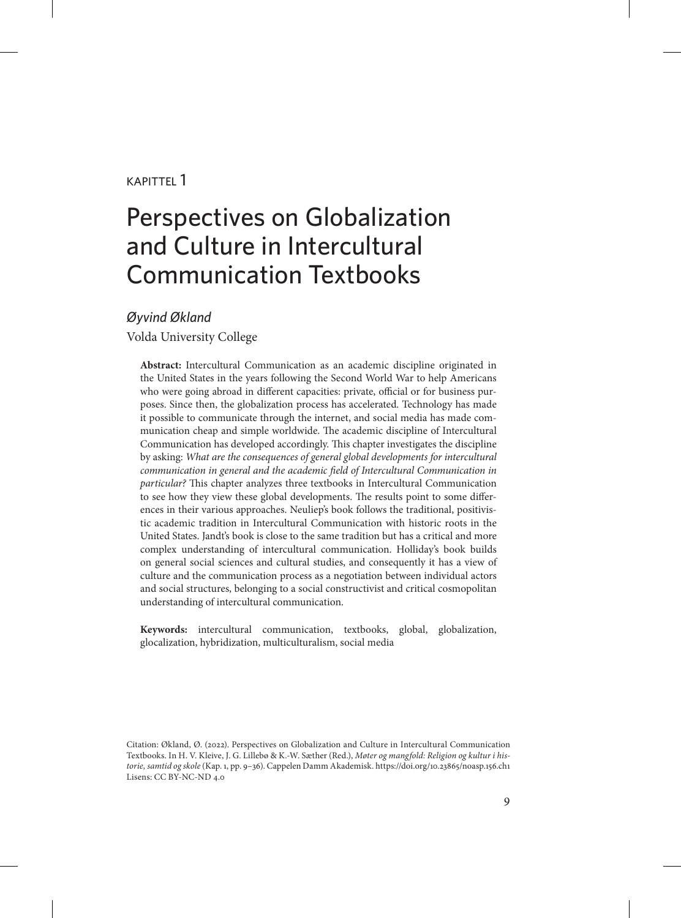KAPITTEL 1

# Perspectives on Globalization and Culture in Intercultural Communication Textbooks

*Øyvind Økland*

Volda University College

**Abstract:** Intercultural Communication as an academic discipline originated in the United States in the years following the Second World War to help Americans who were going abroad in different capacities: private, official or for business purposes. Since then, the globalization process has accelerated. Technology has made it possible to communicate through the internet, and social media has made communication cheap and simple worldwide. The academic discipline of Intercultural Communication has developed accordingly. This chapter investigates the discipline by asking: *What are the consequences of general global developments for intercultural communication in general and the academic field of Intercultural Communication in particular?* This chapter analyzes three textbooks in Intercultural Communication to see how they view these global developments. The results point to some differences in their various approaches. Neuliep's book follows the traditional, positivistic academic tradition in Intercultural Communication with historic roots in the United States. Jandt's book is close to the same tradition but has a critical and more complex understanding of intercultural communication. Holliday's book builds on general social sciences and cultural studies, and consequently it has a view of culture and the communication process as a negotiation between individual actors and social structures, belonging to a social constructivist and critical cosmopolitan understanding of intercultural communication.

**Keywords:** intercultural communication, textbooks, global, globalization, glocalization, hybridization, multiculturalism, social media

Citation: Økland, Ø. (2022). Perspectives on Globalization and Culture in Intercultural Communication Textbooks. In H. V. Kleive, J. G. Lillebø & K.-W. Sæther (Red.), *Møter og mangfold: Religion og kultur i historie, samtid og skole* (Kap. 1, pp. 9–36). Cappelen Damm Akademisk. https://doi.org/10.23865/noasp.156.ch1
Lisens: CC BY-NC-ND 4.0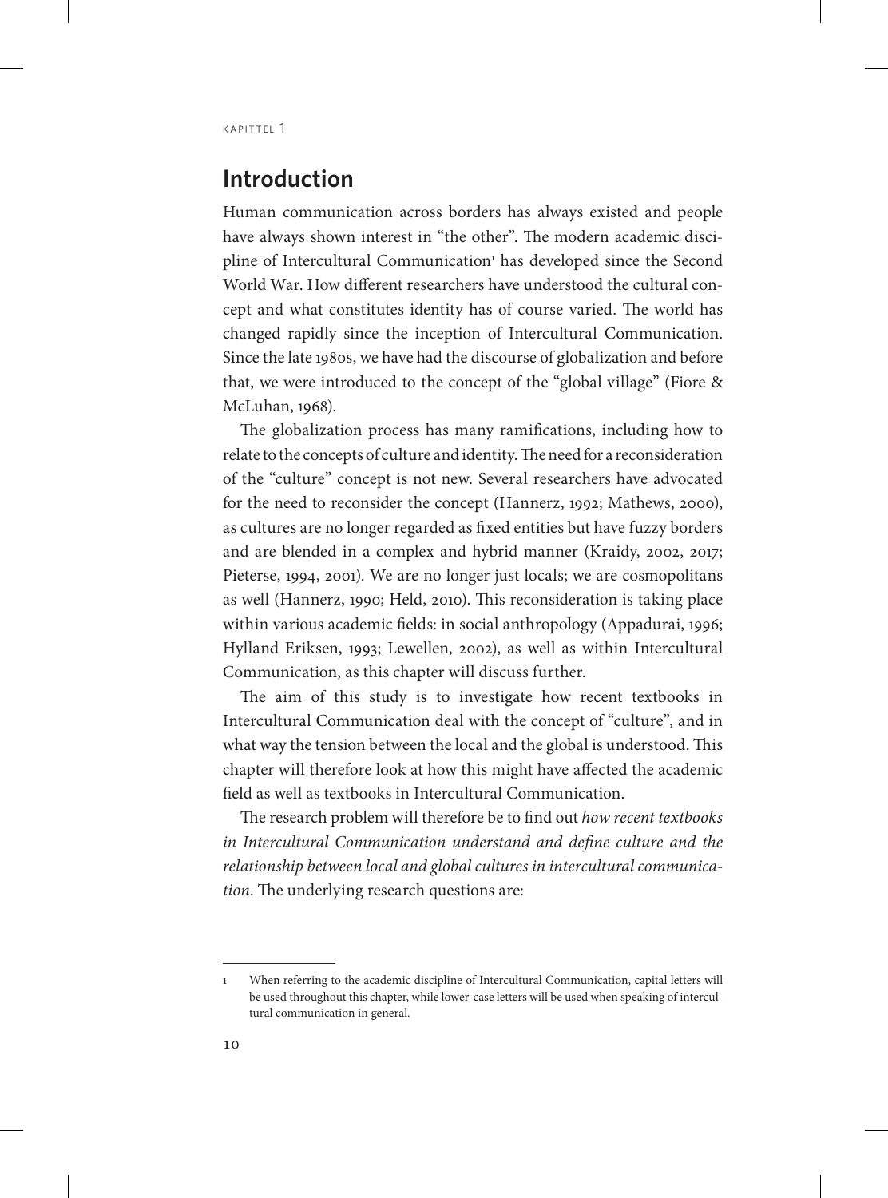## Introduction

Human communication across borders has always existed and people have always shown interest in "the other". The modern academic discipline of Intercultural Communication[1] has developed since the Second World War. How different researchers have understood the cultural concept and what constitutes identity has of course varied. The world has changed rapidly since the inception of Intercultural Communication. Since the late 1980s, we have had the discourse of globalization and before that, we were introduced to the concept of the "global village" (Fiore & McLuhan, 1968).

The globalization process has many ramifications, including how to relate to the concepts of culture and identity. The need for a reconsideration of the "culture" concept is not new. Several researchers have advocated for the need to reconsider the concept (Hannerz, 1992; Mathews, 2000), as cultures are no longer regarded as fixed entities but have fuzzy borders and are blended in a complex and hybrid manner (Kraidy, 2002, 2017; Pieterse, 1994, 2001). We are no longer just locals; we are cosmopolitans as well (Hannerz, 1990; Held, 2010). This reconsideration is taking place within various academic fields: in social anthropology (Appadurai, 1996; Hylland Eriksen, 1993; Lewellen, 2002), as well as within Intercultural Communication, as this chapter will discuss further.

The aim of this study is to investigate how recent textbooks in Intercultural Communication deal with the concept of "culture", and in what way the tension between the local and the global is understood. This chapter will therefore look at how this might have affected the academic field as well as textbooks in Intercultural Communication.

The research problem will therefore be to find out *how recent textbooks in Intercultural Communication understand and define culture and the relationship between local and global cultures in intercultural communication*. The underlying research questions are:

[1] When referring to the academic discipline of Intercultural Communication, capital letters will be used throughout this chapter, while lower-case letters will be used when speaking of intercultural communication in general.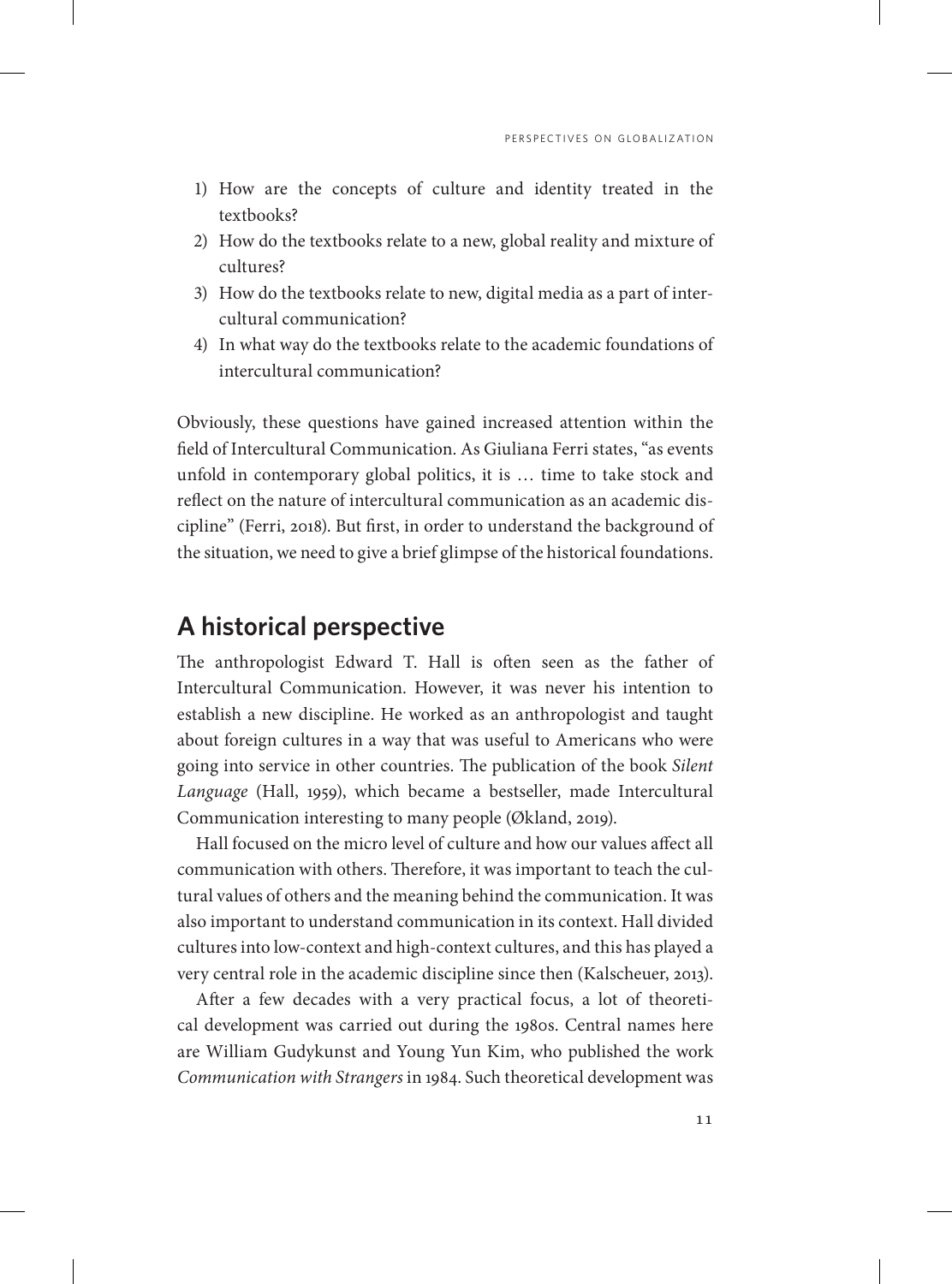1) How are the concepts of culture and identity treated in the textbooks?
2) How do the textbooks relate to a new, global reality and mixture of cultures?
3) How do the textbooks relate to new, digital media as a part of intercultural communication?
4) In what way do the textbooks relate to the academic foundations of intercultural communication?

Obviously, these questions have gained increased attention within the field of Intercultural Communication. As Giuliana Ferri states, "as events unfold in contemporary global politics, it is … time to take stock and reflect on the nature of intercultural communication as an academic discipline" (Ferri, 2018). But first, in order to understand the background of the situation, we need to give a brief glimpse of the historical foundations.

## A historical perspective

The anthropologist Edward T. Hall is often seen as the father of Intercultural Communication. However, it was never his intention to establish a new discipline. He worked as an anthropologist and taught about foreign cultures in a way that was useful to Americans who were going into service in other countries. The publication of the book *Silent Language* (Hall, 1959), which became a bestseller, made Intercultural Communication interesting to many people (Økland, 2019).

Hall focused on the micro level of culture and how our values affect all communication with others. Therefore, it was important to teach the cultural values of others and the meaning behind the communication. It was also important to understand communication in its context. Hall divided cultures into low-context and high-context cultures, and this has played a very central role in the academic discipline since then (Kalscheuer, 2013).

After a few decades with a very practical focus, a lot of theoretical development was carried out during the 1980s. Central names here are William Gudykunst and Young Yun Kim, who published the work *Communication with Strangers* in 1984. Such theoretical development was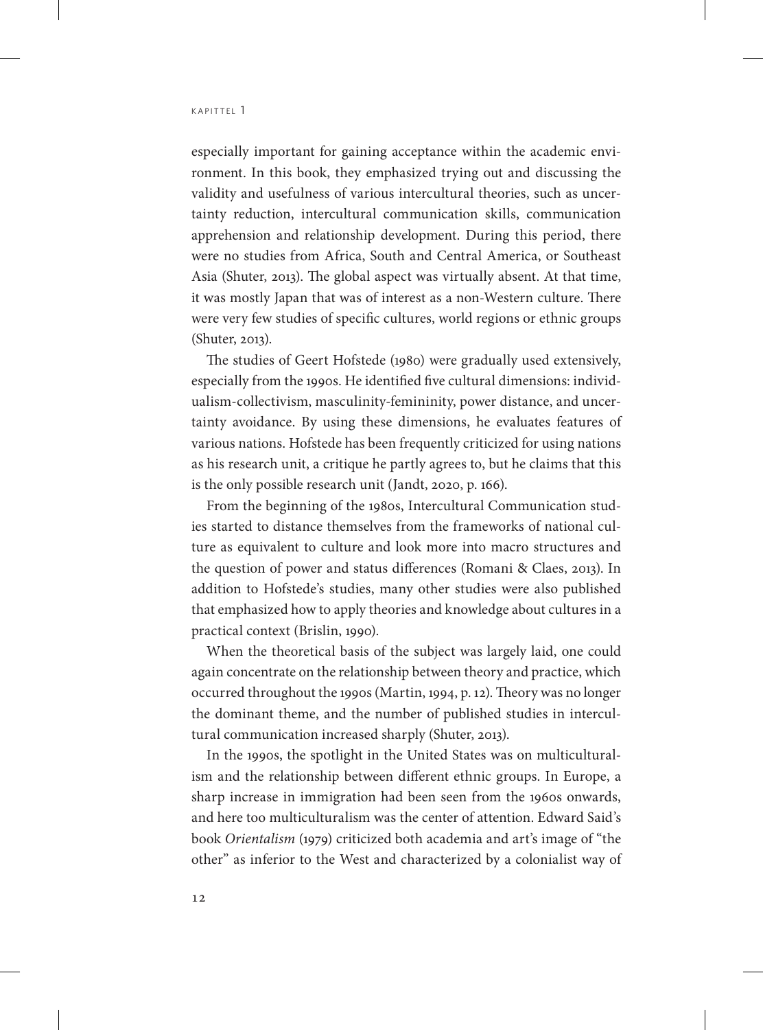especially important for gaining acceptance within the academic environment. In this book, they emphasized trying out and discussing the validity and usefulness of various intercultural theories, such as uncertainty reduction, intercultural communication skills, communication apprehension and relationship development. During this period, there were no studies from Africa, South and Central America, or Southeast Asia (Shuter, 2013). The global aspect was virtually absent. At that time, it was mostly Japan that was of interest as a non-Western culture. There were very few studies of specific cultures, world regions or ethnic groups (Shuter, 2013).

The studies of Geert Hofstede (1980) were gradually used extensively, especially from the 1990s. He identified five cultural dimensions: individualism-collectivism, masculinity-femininity, power distance, and uncertainty avoidance. By using these dimensions, he evaluates features of various nations. Hofstede has been frequently criticized for using nations as his research unit, a critique he partly agrees to, but he claims that this is the only possible research unit (Jandt, 2020, p. 166).

From the beginning of the 1980s, Intercultural Communication studies started to distance themselves from the frameworks of national culture as equivalent to culture and look more into macro structures and the question of power and status differences (Romani & Claes, 2013). In addition to Hofstede's studies, many other studies were also published that emphasized how to apply theories and knowledge about cultures in a practical context (Brislin, 1990).

When the theoretical basis of the subject was largely laid, one could again concentrate on the relationship between theory and practice, which occurred throughout the 1990s (Martin, 1994, p. 12). Theory was no longer the dominant theme, and the number of published studies in intercultural communication increased sharply (Shuter, 2013).

In the 1990s, the spotlight in the United States was on multiculturalism and the relationship between different ethnic groups. In Europe, a sharp increase in immigration had been seen from the 1960s onwards, and here too multiculturalism was the center of attention. Edward Said's book *Orientalism* (1979) criticized both academia and art's image of "the other" as inferior to the West and characterized by a colonialist way of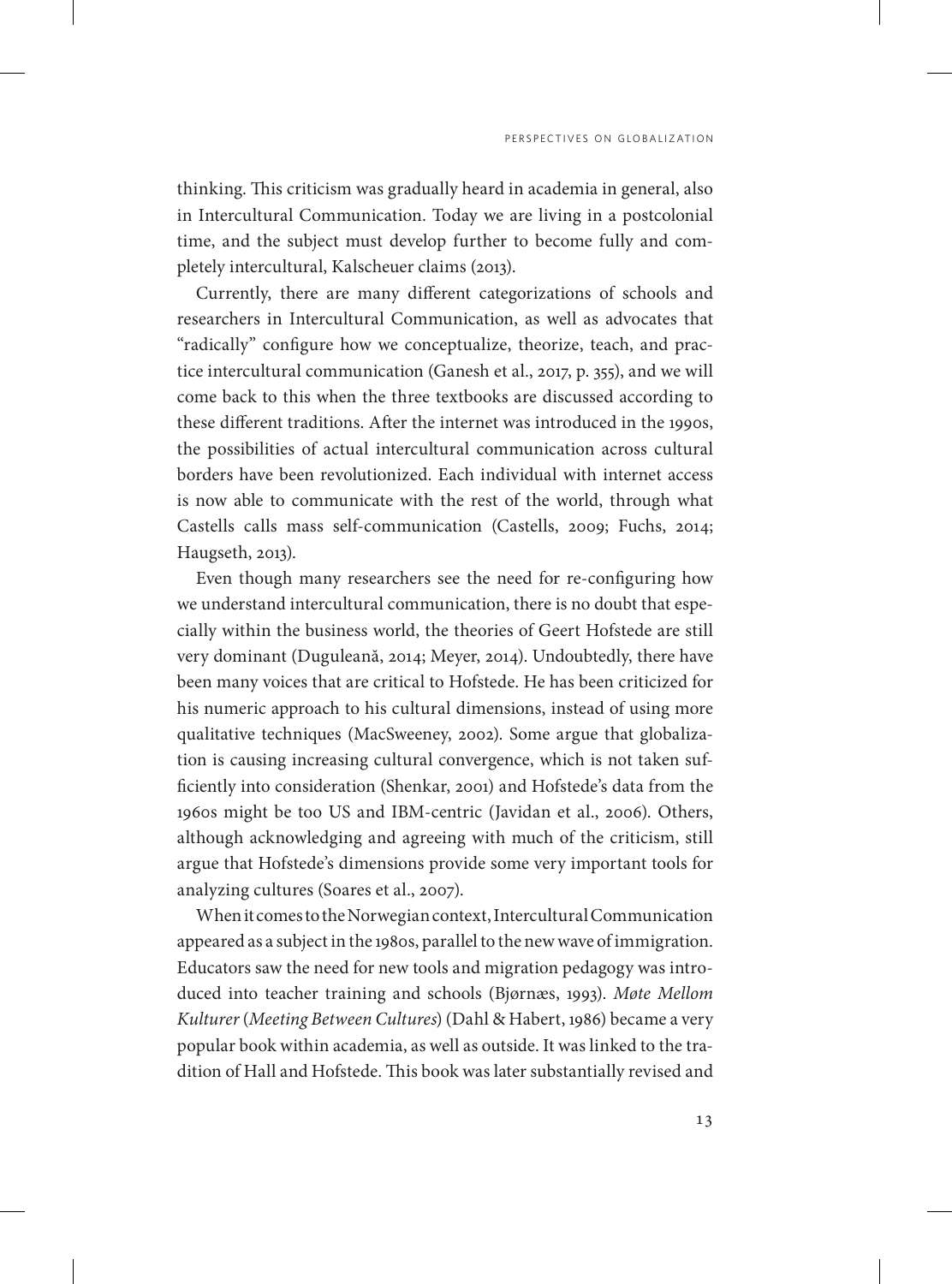thinking. This criticism was gradually heard in academia in general, also in Intercultural Communication. Today we are living in a postcolonial time, and the subject must develop further to become fully and completely intercultural, Kalscheuer claims (2013).

Currently, there are many different categorizations of schools and researchers in Intercultural Communication, as well as advocates that "radically" configure how we conceptualize, theorize, teach, and practice intercultural communication (Ganesh et al., 2017, p. 355), and we will come back to this when the three textbooks are discussed according to these different traditions. After the internet was introduced in the 1990s, the possibilities of actual intercultural communication across cultural borders have been revolutionized. Each individual with internet access is now able to communicate with the rest of the world, through what Castells calls mass self-communication (Castells, 2009; Fuchs, 2014; Haugseth, 2013).

Even though many researchers see the need for re-configuring how we understand intercultural communication, there is no doubt that especially within the business world, the theories of Geert Hofstede are still very dominant (Duguleană, 2014; Meyer, 2014). Undoubtedly, there have been many voices that are critical to Hofstede. He has been criticized for his numeric approach to his cultural dimensions, instead of using more qualitative techniques (MacSweeney, 2002). Some argue that globalization is causing increasing cultural convergence, which is not taken sufficiently into consideration (Shenkar, 2001) and Hofstede's data from the 1960s might be too US and IBM-centric (Javidan et al., 2006). Others, although acknowledging and agreeing with much of the criticism, still argue that Hofstede's dimensions provide some very important tools for analyzing cultures (Soares et al., 2007).

When it comes to the Norwegian context, Intercultural Communication appeared as a subject in the 1980s, parallel to the new wave of immigration. Educators saw the need for new tools and migration pedagogy was introduced into teacher training and schools (Bjørnæs, 1993). *Møte Mellom Kulturer* (*Meeting Between Cultures*) (Dahl & Habert, 1986) became a very popular book within academia, as well as outside. It was linked to the tradition of Hall and Hofstede. This book was later substantially revised and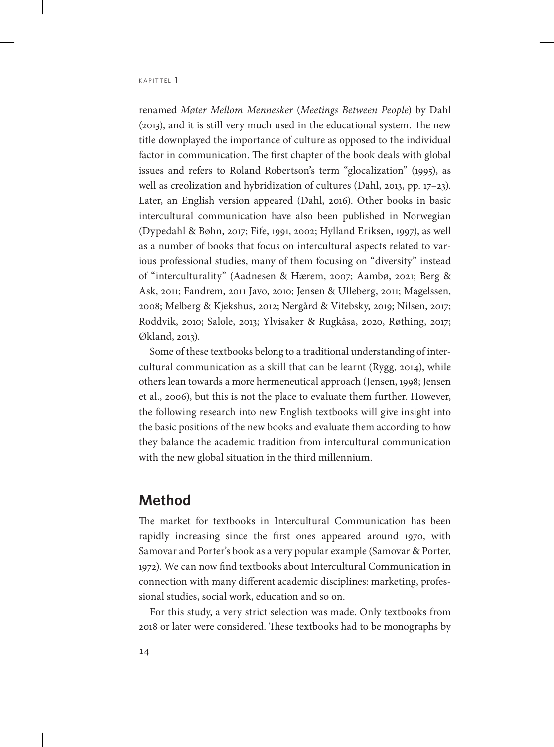renamed *Møter Mellom Mennesker* (*Meetings Between People*) by Dahl (2013), and it is still very much used in the educational system. The new title downplayed the importance of culture as opposed to the individual factor in communication. The first chapter of the book deals with global issues and refers to Roland Robertson's term "glocalization" (1995), as well as creolization and hybridization of cultures (Dahl, 2013, pp. 17–23). Later, an English version appeared (Dahl, 2016). Other books in basic intercultural communication have also been published in Norwegian (Dypedahl & Bøhn, 2017; Fife, 1991, 2002; Hylland Eriksen, 1997), as well as a number of books that focus on intercultural aspects related to various professional studies, many of them focusing on "diversity" instead of "interculturality" (Aadnesen & Hærem, 2007; Aambø, 2021; Berg & Ask, 2011; Fandrem, 2011 Javo, 2010; Jensen & Ulleberg, 2011; Magelssen, 2008; Melberg & Kjekshus, 2012; Nergård & Vitebsky, 2019; Nilsen, 2017; Roddvik, 2010; Salole, 2013; Ylvisaker & Rugkåsa, 2020, Røthing, 2017; Økland, 2013).

Some of these textbooks belong to a traditional understanding of intercultural communication as a skill that can be learnt (Rygg, 2014), while others lean towards a more hermeneutical approach (Jensen, 1998; Jensen et al., 2006), but this is not the place to evaluate them further. However, the following research into new English textbooks will give insight into the basic positions of the new books and evaluate them according to how they balance the academic tradition from intercultural communication with the new global situation in the third millennium.

## Method

The market for textbooks in Intercultural Communication has been rapidly increasing since the first ones appeared around 1970, with Samovar and Porter's book as a very popular example (Samovar & Porter, 1972). We can now find textbooks about Intercultural Communication in connection with many different academic disciplines: marketing, professional studies, social work, education and so on.

For this study, a very strict selection was made. Only textbooks from 2018 or later were considered. These textbooks had to be monographs by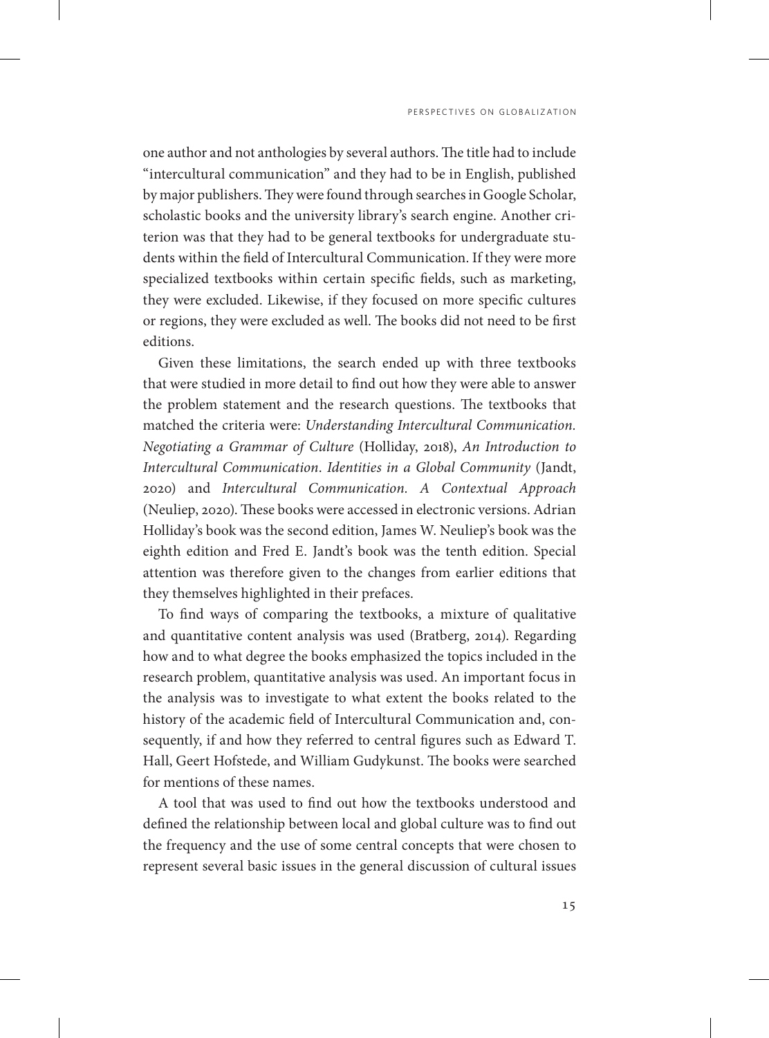one author and not anthologies by several authors. The title had to include "intercultural communication" and they had to be in English, published by major publishers. They were found through searches in Google Scholar, scholastic books and the university library's search engine. Another criterion was that they had to be general textbooks for undergraduate students within the field of Intercultural Communication. If they were more specialized textbooks within certain specific fields, such as marketing, they were excluded. Likewise, if they focused on more specific cultures or regions, they were excluded as well. The books did not need to be first editions.

Given these limitations, the search ended up with three textbooks that were studied in more detail to find out how they were able to answer the problem statement and the research questions. The textbooks that matched the criteria were: *Understanding Intercultural Communication. Negotiating a Grammar of Culture* (Holliday, 2018), *An Introduction to Intercultural Communication. Identities in a Global Community* (Jandt, 2020) and *Intercultural Communication. A Contextual Approach* (Neuliep, 2020). These books were accessed in electronic versions. Adrian Holliday's book was the second edition, James W. Neuliep's book was the eighth edition and Fred E. Jandt's book was the tenth edition. Special attention was therefore given to the changes from earlier editions that they themselves highlighted in their prefaces.

To find ways of comparing the textbooks, a mixture of qualitative and quantitative content analysis was used (Bratberg, 2014). Regarding how and to what degree the books emphasized the topics included in the research problem, quantitative analysis was used. An important focus in the analysis was to investigate to what extent the books related to the history of the academic field of Intercultural Communication and, consequently, if and how they referred to central figures such as Edward T. Hall, Geert Hofstede, and William Gudykunst. The books were searched for mentions of these names.

A tool that was used to find out how the textbooks understood and defined the relationship between local and global culture was to find out the frequency and the use of some central concepts that were chosen to represent several basic issues in the general discussion of cultural issues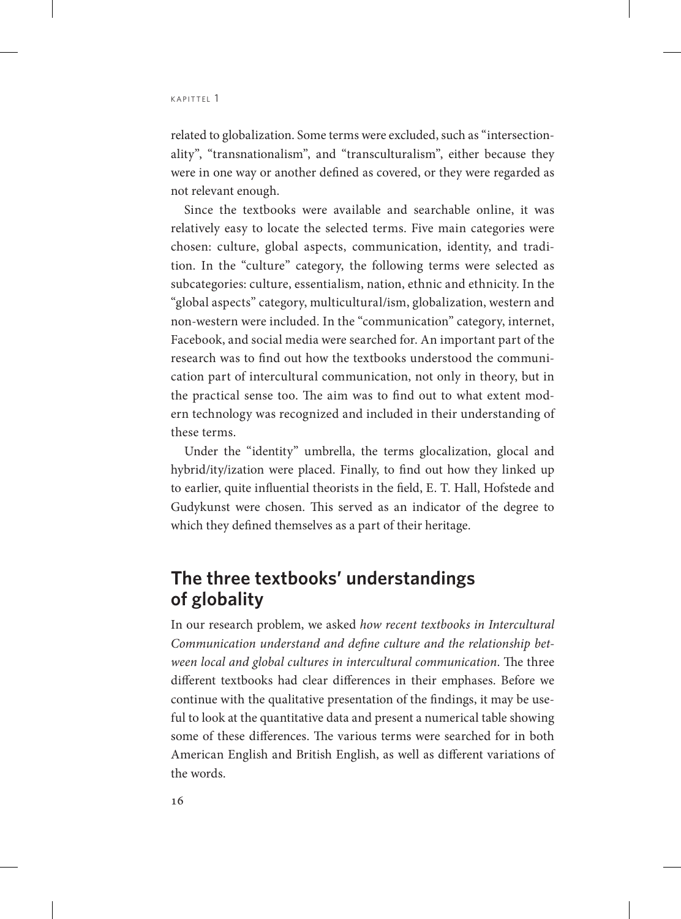related to globalization. Some terms were excluded, such as "intersectionality", "transnationalism", and "transculturalism", either because they were in one way or another defined as covered, or they were regarded as not relevant enough.

Since the textbooks were available and searchable online, it was relatively easy to locate the selected terms. Five main categories were chosen: culture, global aspects, communication, identity, and tradition. In the "culture" category, the following terms were selected as subcategories: culture, essentialism, nation, ethnic and ethnicity. In the "global aspects" category, multicultural/ism, globalization, western and non-western were included. In the "communication" category, internet, Facebook, and social media were searched for. An important part of the research was to find out how the textbooks understood the communication part of intercultural communication, not only in theory, but in the practical sense too. The aim was to find out to what extent modern technology was recognized and included in their understanding of these terms.

Under the "identity" umbrella, the terms glocalization, glocal and hybrid/ity/ization were placed. Finally, to find out how they linked up to earlier, quite influential theorists in the field, E. T. Hall, Hofstede and Gudykunst were chosen. This served as an indicator of the degree to which they defined themselves as a part of their heritage.

## The three textbooks' understandings of globality

In our research problem, we asked *how recent textbooks in Intercultural Communication understand and define culture and the relationship between local and global cultures in intercultural communication*. The three different textbooks had clear differences in their emphases. Before we continue with the qualitative presentation of the findings, it may be useful to look at the quantitative data and present a numerical table showing some of these differences. The various terms were searched for in both American English and British English, as well as different variations of the words.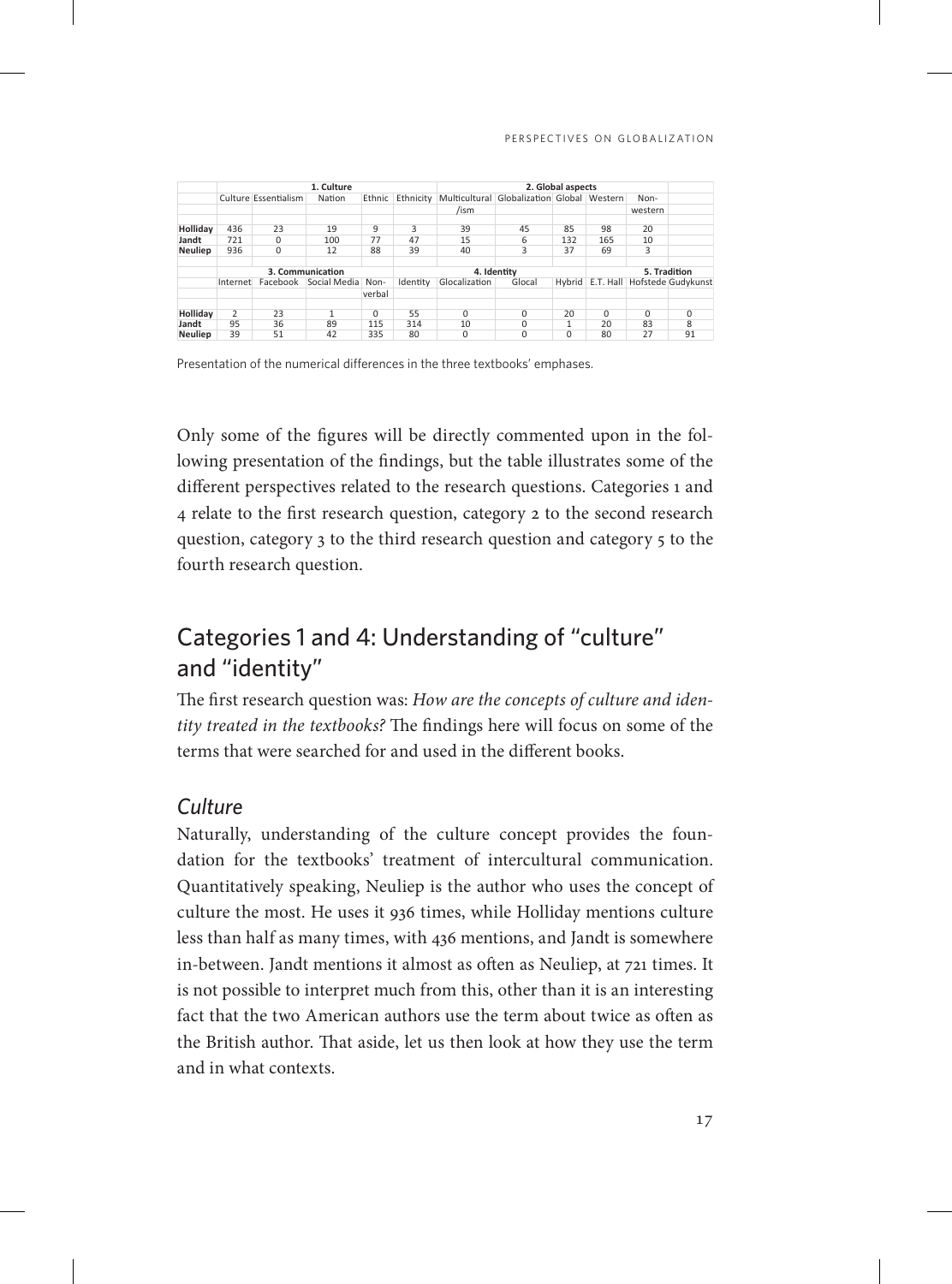| | 1. Culture | | | | | 2. Global aspects | | | | | |
|---|---|---|---|---|---|---|---|---|---|---|---|
| | Culture | Essentialism | Nation | Ethnic | Ethnicity | Multicultural /ism | Globalization | Global | Western | Non-western | |
| Holliday | 436 | 23 | 19 | 9 | 3 | 39 | 45 | 85 | 98 | 20 | |
| Jandt | 721 | 0 | 100 | 77 | 47 | 15 | 6 | 132 | 165 | 10 | |
| Neuliep | 936 | 0 | 12 | 88 | 39 | 40 | 3 | 37 | 69 | 3 | |
| | 3. Communication | | | | 4. Identity | | | | 5. Tradition | | |
| | Internet | Facebook | Social Media | Non-verbal | Identity | Glocalization | Glocal | Hybrid | E.T. Hall | Hofstede | Gudykunst |
| Holliday | 2 | 23 | 1 | 0 | 55 | 0 | 0 | 20 | 0 | 0 | 0 |
| Jandt | 95 | 36 | 89 | 115 | 314 | 10 | 0 | 1 | 20 | 83 | 8 |
| Neuliep | 39 | 51 | 42 | 335 | 80 | 0 | 0 | 0 | 80 | 27 | 91 |

Presentation of the numerical differences in the three textbooks' emphases.

Only some of the figures will be directly commented upon in the following presentation of the findings, but the table illustrates some of the different perspectives related to the research questions. Categories 1 and 4 relate to the first research question, category 2 to the second research question, category 3 to the third research question and category 5 to the fourth research question.

## Categories 1 and 4: Understanding of "culture" and "identity"

The first research question was: *How are the concepts of culture and identity treated in the textbooks?* The findings here will focus on some of the terms that were searched for and used in the different books.

### *Culture*

Naturally, understanding of the culture concept provides the foundation for the textbooks' treatment of intercultural communication. Quantitatively speaking, Neuliep is the author who uses the concept of culture the most. He uses it 936 times, while Holliday mentions culture less than half as many times, with 436 mentions, and Jandt is somewhere in-between. Jandt mentions it almost as often as Neuliep, at 721 times. It is not possible to interpret much from this, other than it is an interesting fact that the two American authors use the term about twice as often as the British author. That aside, let us then look at how they use the term and in what contexts.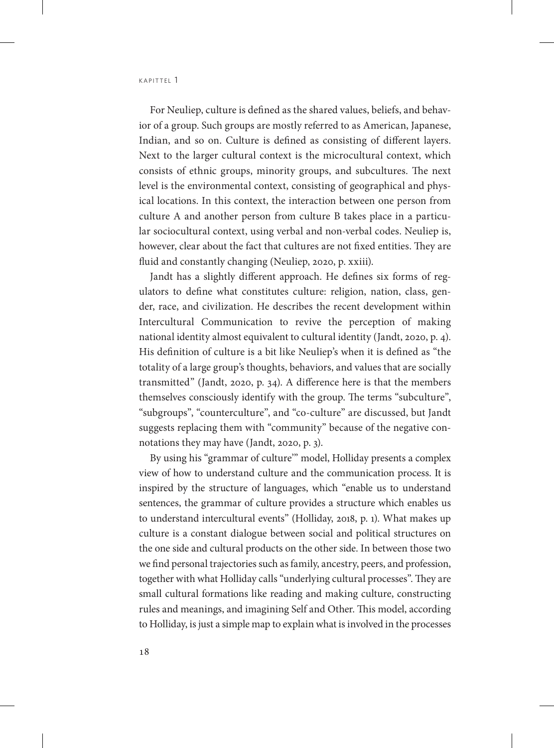For Neuliep, culture is defined as the shared values, beliefs, and behavior of a group. Such groups are mostly referred to as American, Japanese, Indian, and so on. Culture is defined as consisting of different layers. Next to the larger cultural context is the microcultural context, which consists of ethnic groups, minority groups, and subcultures. The next level is the environmental context, consisting of geographical and physical locations. In this context, the interaction between one person from culture A and another person from culture B takes place in a particular sociocultural context, using verbal and non-verbal codes. Neuliep is, however, clear about the fact that cultures are not fixed entities. They are fluid and constantly changing (Neuliep, 2020, p. xxiii).

Jandt has a slightly different approach. He defines six forms of regulators to define what constitutes culture: religion, nation, class, gender, race, and civilization. He describes the recent development within Intercultural Communication to revive the perception of making national identity almost equivalent to cultural identity (Jandt, 2020, p. 4). His definition of culture is a bit like Neuliep's when it is defined as "the totality of a large group's thoughts, behaviors, and values that are socially transmitted" (Jandt, 2020, p. 34). A difference here is that the members themselves consciously identify with the group. The terms "subculture", "subgroups", "counterculture", and "co-culture" are discussed, but Jandt suggests replacing them with "community" because of the negative connotations they may have (Jandt, 2020, p. 3).

By using his "grammar of culture'" model, Holliday presents a complex view of how to understand culture and the communication process. It is inspired by the structure of languages, which "enable us to understand sentences, the grammar of culture provides a structure which enables us to understand intercultural events" (Holliday, 2018, p. 1). What makes up culture is a constant dialogue between social and political structures on the one side and cultural products on the other side. In between those two we find personal trajectories such as family, ancestry, peers, and profession, together with what Holliday calls "underlying cultural processes". They are small cultural formations like reading and making culture, constructing rules and meanings, and imagining Self and Other. This model, according to Holliday, is just a simple map to explain what is involved in the processes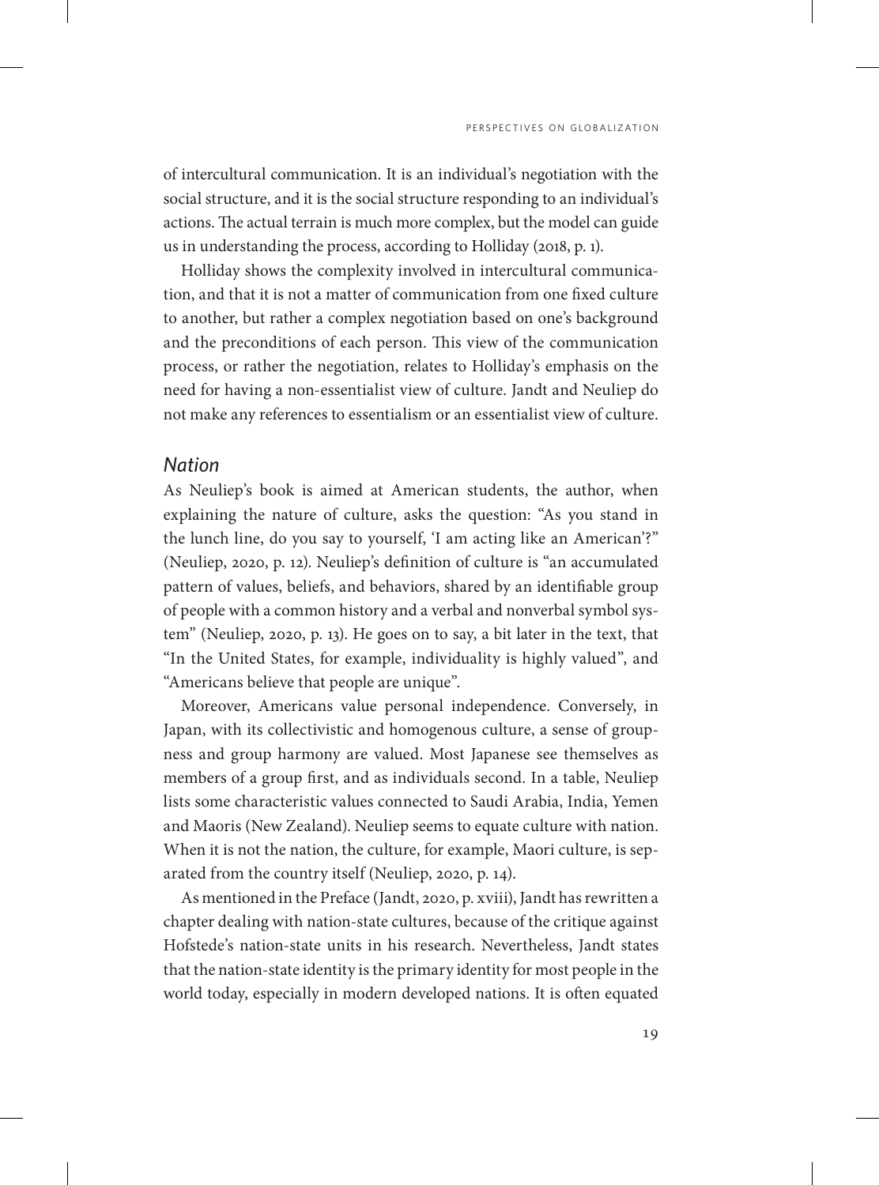of intercultural communication. It is an individual's negotiation with the social structure, and it is the social structure responding to an individual's actions. The actual terrain is much more complex, but the model can guide us in understanding the process, according to Holliday (2018, p. 1).

Holliday shows the complexity involved in intercultural communication, and that it is not a matter of communication from one fixed culture to another, but rather a complex negotiation based on one's background and the preconditions of each person. This view of the communication process, or rather the negotiation, relates to Holliday's emphasis on the need for having a non-essentialist view of culture. Jandt and Neuliep do not make any references to essentialism or an essentialist view of culture.

## *Nation*

As Neuliep's book is aimed at American students, the author, when explaining the nature of culture, asks the question: "As you stand in the lunch line, do you say to yourself, 'I am acting like an American'?" (Neuliep, 2020, p. 12). Neuliep's definition of culture is "an accumulated pattern of values, beliefs, and behaviors, shared by an identifiable group of people with a common history and a verbal and nonverbal symbol system" (Neuliep, 2020, p. 13). He goes on to say, a bit later in the text, that "In the United States, for example, individuality is highly valued", and "Americans believe that people are unique".

Moreover, Americans value personal independence. Conversely, in Japan, with its collectivistic and homogenous culture, a sense of groupness and group harmony are valued. Most Japanese see themselves as members of a group first, and as individuals second. In a table, Neuliep lists some characteristic values connected to Saudi Arabia, India, Yemen and Maoris (New Zealand). Neuliep seems to equate culture with nation. When it is not the nation, the culture, for example, Maori culture, is separated from the country itself (Neuliep, 2020, p. 14).

As mentioned in the Preface (Jandt, 2020, p. xviii), Jandt has rewritten a chapter dealing with nation-state cultures, because of the critique against Hofstede's nation-state units in his research. Nevertheless, Jandt states that the nation-state identity is the primary identity for most people in the world today, especially in modern developed nations. It is often equated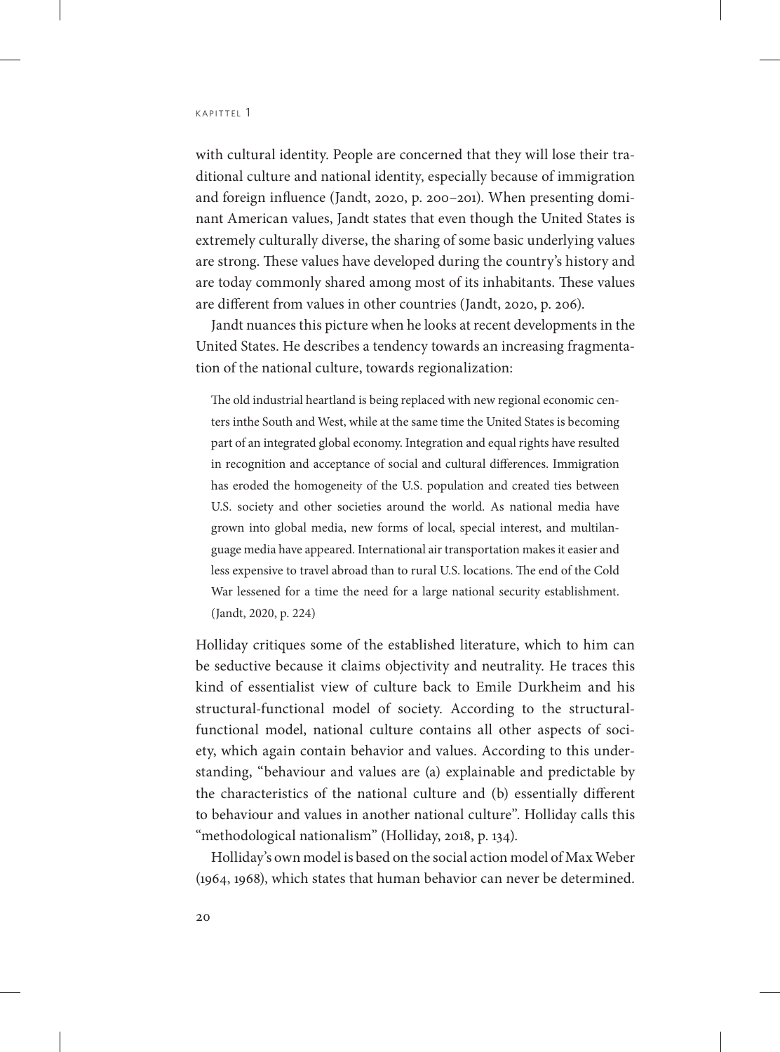with cultural identity. People are concerned that they will lose their traditional culture and national identity, especially because of immigration and foreign influence (Jandt, 2020, p. 200–201). When presenting dominant American values, Jandt states that even though the United States is extremely culturally diverse, the sharing of some basic underlying values are strong. These values have developed during the country's history and are today commonly shared among most of its inhabitants. These values are different from values in other countries (Jandt, 2020, p. 206).

Jandt nuances this picture when he looks at recent developments in the United States. He describes a tendency towards an increasing fragmentation of the national culture, towards regionalization:

> The old industrial heartland is being replaced with new regional economic centers inthe South and West, while at the same time the United States is becoming part of an integrated global economy. Integration and equal rights have resulted in recognition and acceptance of social and cultural differences. Immigration has eroded the homogeneity of the U.S. population and created ties between U.S. society and other societies around the world. As national media have grown into global media, new forms of local, special interest, and multilanguage media have appeared. International air transportation makes it easier and less expensive to travel abroad than to rural U.S. locations. The end of the Cold War lessened for a time the need for a large national security establishment. (Jandt, 2020, p. 224)

Holliday critiques some of the established literature, which to him can be seductive because it claims objectivity and neutrality. He traces this kind of essentialist view of culture back to Emile Durkheim and his structural-functional model of society. According to the structural-functional model, national culture contains all other aspects of society, which again contain behavior and values. According to this understanding, "behaviour and values are (a) explainable and predictable by the characteristics of the national culture and (b) essentially different to behaviour and values in another national culture". Holliday calls this "methodological nationalism" (Holliday, 2018, p. 134).

Holliday's own model is based on the social action model of Max Weber (1964, 1968), which states that human behavior can never be determined.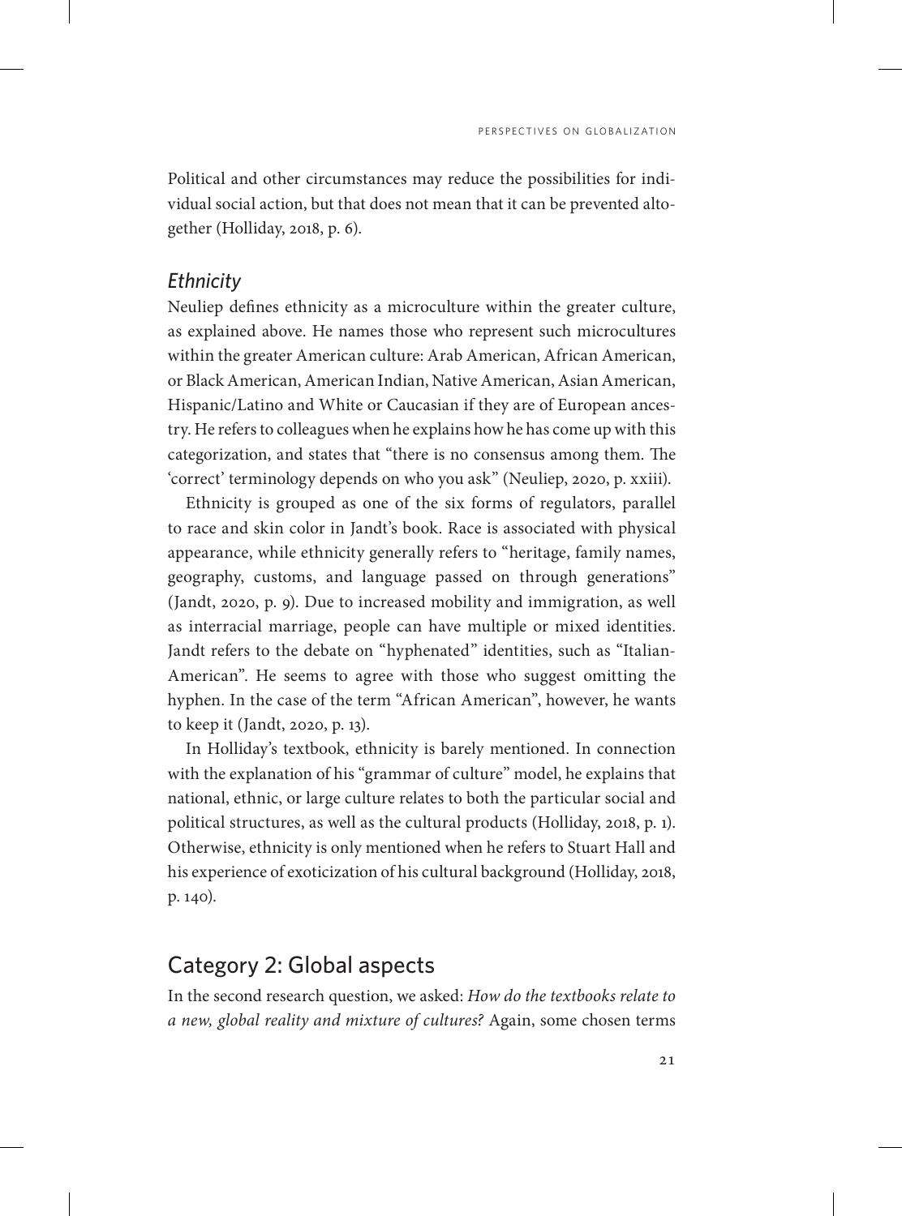Political and other circumstances may reduce the possibilities for individual social action, but that does not mean that it can be prevented altogether (Holliday, 2018, p. 6).

### *Ethnicity*

Neuliep defines ethnicity as a microculture within the greater culture, as explained above. He names those who represent such microcultures within the greater American culture: Arab American, African American, or Black American, American Indian, Native American, Asian American, Hispanic/Latino and White or Caucasian if they are of European ancestry. He refers to colleagues when he explains how he has come up with this categorization, and states that "there is no consensus among them. The 'correct' terminology depends on who you ask" (Neuliep, 2020, p. xxiii).

Ethnicity is grouped as one of the six forms of regulators, parallel to race and skin color in Jandt's book. Race is associated with physical appearance, while ethnicity generally refers to "heritage, family names, geography, customs, and language passed on through generations" (Jandt, 2020, p. 9). Due to increased mobility and immigration, as well as interracial marriage, people can have multiple or mixed identities. Jandt refers to the debate on "hyphenated" identities, such as "Italian-American". He seems to agree with those who suggest omitting the hyphen. In the case of the term "African American", however, he wants to keep it (Jandt, 2020, p. 13).

In Holliday's textbook, ethnicity is barely mentioned. In connection with the explanation of his "grammar of culture" model, he explains that national, ethnic, or large culture relates to both the particular social and political structures, as well as the cultural products (Holliday, 2018, p. 1). Otherwise, ethnicity is only mentioned when he refers to Stuart Hall and his experience of exoticization of his cultural background (Holliday, 2018, p. 140).

## Category 2: Global aspects

In the second research question, we asked: *How do the textbooks relate to a new, global reality and mixture of cultures?* Again, some chosen terms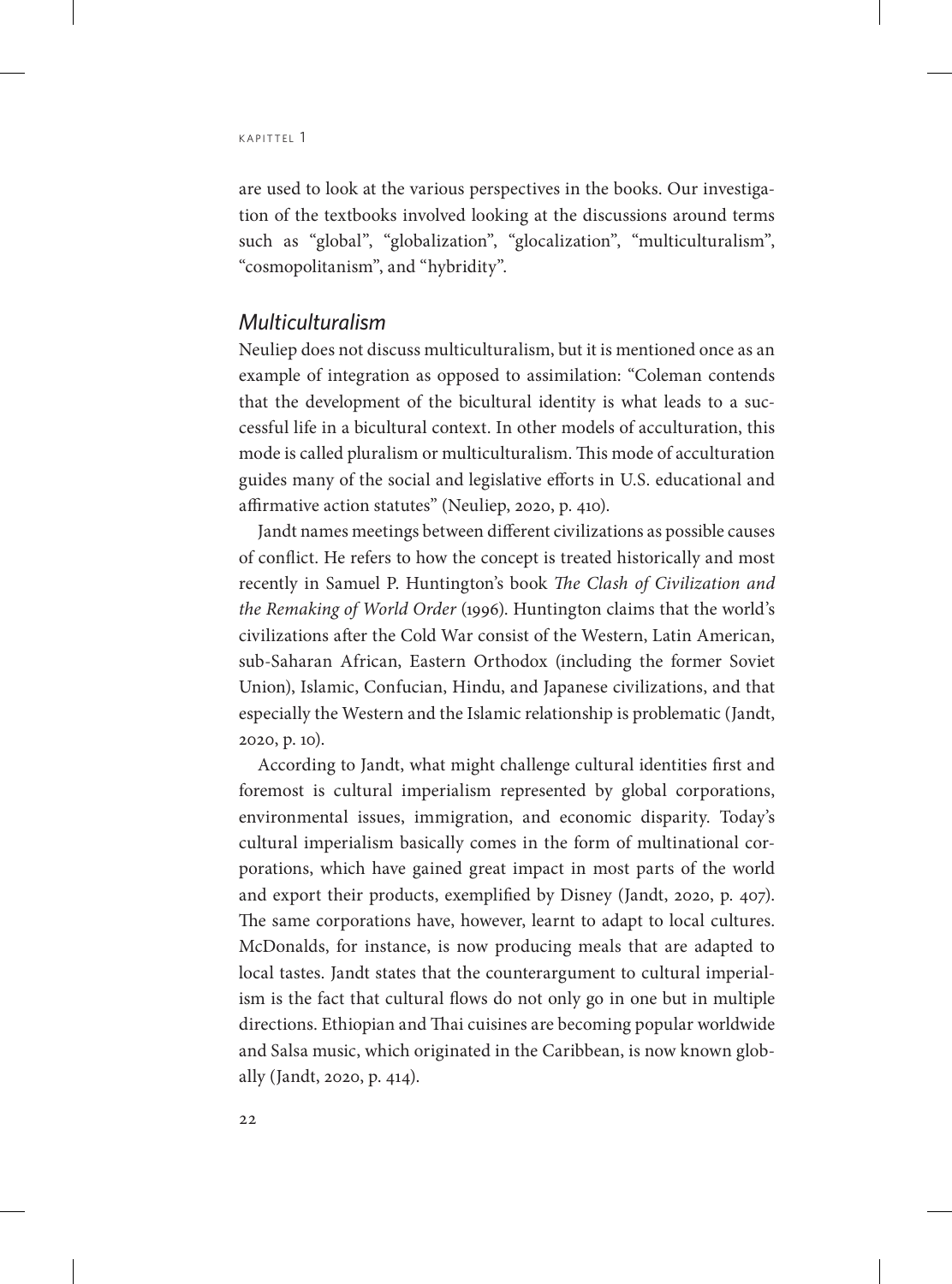are used to look at the various perspectives in the books. Our investigation of the textbooks involved looking at the discussions around terms such as "global", "globalization", "glocalization", "multiculturalism", "cosmopolitanism", and "hybridity".

## *Multiculturalism*

Neuliep does not discuss multiculturalism, but it is mentioned once as an example of integration as opposed to assimilation: "Coleman contends that the development of the bicultural identity is what leads to a successful life in a bicultural context. In other models of acculturation, this mode is called pluralism or multiculturalism. This mode of acculturation guides many of the social and legislative efforts in U.S. educational and affirmative action statutes" (Neuliep, 2020, p. 410).

Jandt names meetings between different civilizations as possible causes of conflict. He refers to how the concept is treated historically and most recently in Samuel P. Huntington's book *The Clash of Civilization and the Remaking of World Order* (1996). Huntington claims that the world's civilizations after the Cold War consist of the Western, Latin American, sub-Saharan African, Eastern Orthodox (including the former Soviet Union), Islamic, Confucian, Hindu, and Japanese civilizations, and that especially the Western and the Islamic relationship is problematic (Jandt, 2020, p. 10).

According to Jandt, what might challenge cultural identities first and foremost is cultural imperialism represented by global corporations, environmental issues, immigration, and economic disparity. Today's cultural imperialism basically comes in the form of multinational corporations, which have gained great impact in most parts of the world and export their products, exemplified by Disney (Jandt, 2020, p. 407). The same corporations have, however, learnt to adapt to local cultures. McDonalds, for instance, is now producing meals that are adapted to local tastes. Jandt states that the counterargument to cultural imperialism is the fact that cultural flows do not only go in one but in multiple directions. Ethiopian and Thai cuisines are becoming popular worldwide and Salsa music, which originated in the Caribbean, is now known globally (Jandt, 2020, p. 414).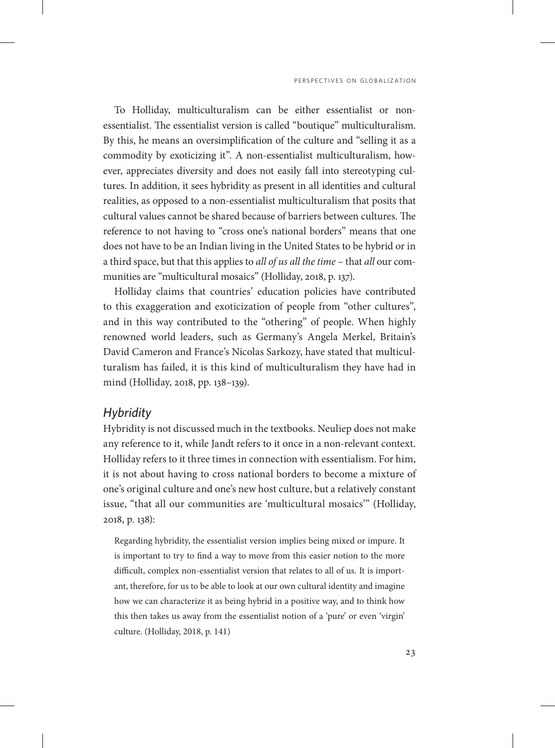To Holliday, multiculturalism can be either essentialist or non-essentialist. The essentialist version is called "boutique" multiculturalism. By this, he means an oversimplification of the culture and "selling it as a commodity by exoticizing it". A non-essentialist multiculturalism, however, appreciates diversity and does not easily fall into stereotyping cultures. In addition, it sees hybridity as present in all identities and cultural realities, as opposed to a non-essentialist multiculturalism that posits that cultural values cannot be shared because of barriers between cultures. The reference to not having to "cross one's national borders" means that one does not have to be an Indian living in the United States to be hybrid or in a third space, but that this applies to *all of us all the time* – that *all* our communities are "multicultural mosaics" (Holliday, 2018, p. 137).

Holliday claims that countries' education policies have contributed to this exaggeration and exoticization of people from "other cultures", and in this way contributed to the "othering" of people. When highly renowned world leaders, such as Germany's Angela Merkel, Britain's David Cameron and France's Nicolas Sarkozy, have stated that multiculturalism has failed, it is this kind of multiculturalism they have had in mind (Holliday, 2018, pp. 138–139).

## *Hybridity*

Hybridity is not discussed much in the textbooks. Neuliep does not make any reference to it, while Jandt refers to it once in a non-relevant context. Holliday refers to it three times in connection with essentialism. For him, it is not about having to cross national borders to become a mixture of one's original culture and one's new host culture, but a relatively constant issue, "that all our communities are 'multicultural mosaics'" (Holliday, 2018, p. 138):

> Regarding hybridity, the essentialist version implies being mixed or impure. It is important to try to find a way to move from this easier notion to the more difficult, complex non-essentialist version that relates to all of us. It is important, therefore, for us to be able to look at our own cultural identity and imagine how we can characterize it as being hybrid in a positive way, and to think how this then takes us away from the essentialist notion of a 'pure' or even 'virgin' culture. (Holliday, 2018, p. 141)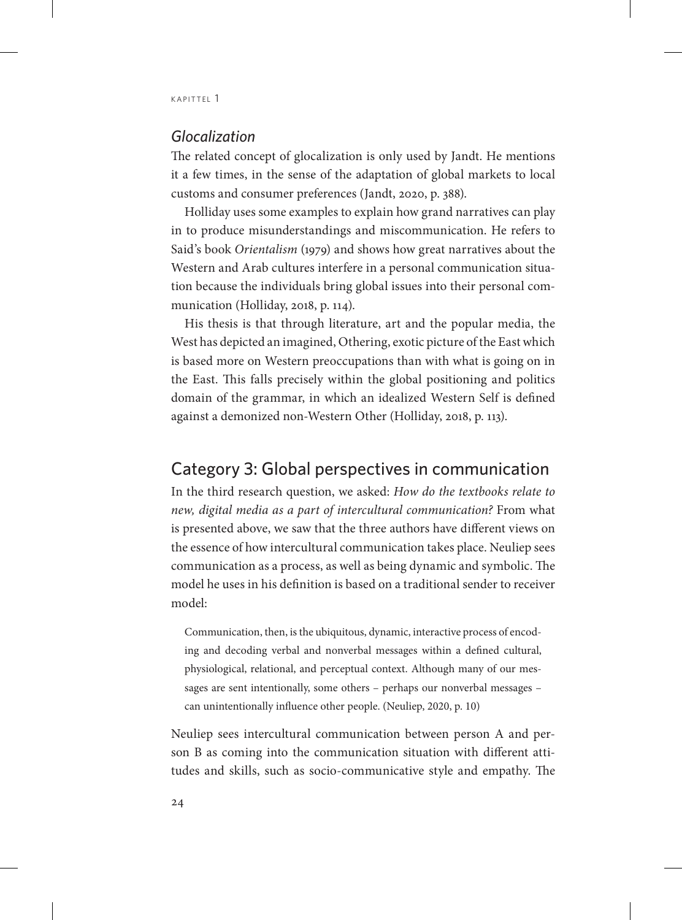### *Glocalization*

The related concept of glocalization is only used by Jandt. He mentions it a few times, in the sense of the adaptation of global markets to local customs and consumer preferences (Jandt, 2020, p. 388).

Holliday uses some examples to explain how grand narratives can play in to produce misunderstandings and miscommunication. He refers to Said's book *Orientalism* (1979) and shows how great narratives about the Western and Arab cultures interfere in a personal communication situation because the individuals bring global issues into their personal communication (Holliday, 2018, p. 114).

His thesis is that through literature, art and the popular media, the West has depicted an imagined, Othering, exotic picture of the East which is based more on Western preoccupations than with what is going on in the East. This falls precisely within the global positioning and politics domain of the grammar, in which an idealized Western Self is defined against a demonized non-Western Other (Holliday, 2018, p. 113).

## Category 3: Global perspectives in communication

In the third research question, we asked: *How do the textbooks relate to new, digital media as a part of intercultural communication?* From what is presented above, we saw that the three authors have different views on the essence of how intercultural communication takes place. Neuliep sees communication as a process, as well as being dynamic and symbolic. The model he uses in his definition is based on a traditional sender to receiver model:

> Communication, then, is the ubiquitous, dynamic, interactive process of encoding and decoding verbal and nonverbal messages within a defined cultural, physiological, relational, and perceptual context. Although many of our messages are sent intentionally, some others – perhaps our nonverbal messages – can unintentionally influence other people. (Neuliep, 2020, p. 10)

Neuliep sees intercultural communication between person A and person B as coming into the communication situation with different attitudes and skills, such as socio-communicative style and empathy. The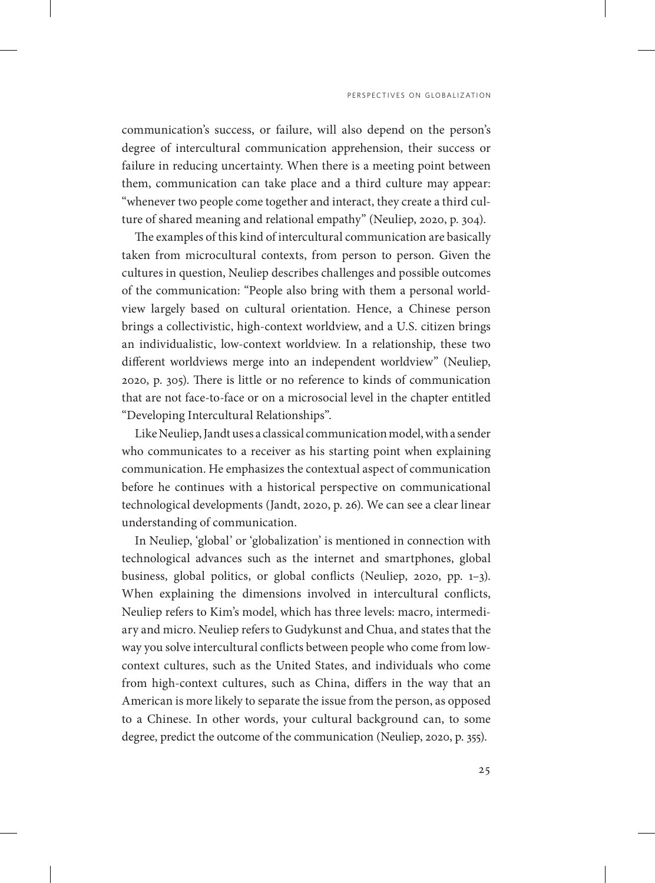communication's success, or failure, will also depend on the person's degree of intercultural communication apprehension, their success or failure in reducing uncertainty. When there is a meeting point between them, communication can take place and a third culture may appear: "whenever two people come together and interact, they create a third culture of shared meaning and relational empathy" (Neuliep, 2020, p. 304).

The examples of this kind of intercultural communication are basically taken from microcultural contexts, from person to person. Given the cultures in question, Neuliep describes challenges and possible outcomes of the communication: "People also bring with them a personal worldview largely based on cultural orientation. Hence, a Chinese person brings a collectivistic, high-context worldview, and a U.S. citizen brings an individualistic, low-context worldview. In a relationship, these two different worldviews merge into an independent worldview" (Neuliep, 2020, p. 305). There is little or no reference to kinds of communication that are not face-to-face or on a microsocial level in the chapter entitled "Developing Intercultural Relationships".

Like Neuliep, Jandt uses a classical communication model, with a sender who communicates to a receiver as his starting point when explaining communication. He emphasizes the contextual aspect of communication before he continues with a historical perspective on communicational technological developments (Jandt, 2020, p. 26). We can see a clear linear understanding of communication.

In Neuliep, 'global' or 'globalization' is mentioned in connection with technological advances such as the internet and smartphones, global business, global politics, or global conflicts (Neuliep, 2020, pp. 1–3). When explaining the dimensions involved in intercultural conflicts, Neuliep refers to Kim's model, which has three levels: macro, intermediary and micro. Neuliep refers to Gudykunst and Chua, and states that the way you solve intercultural conflicts between people who come from low-context cultures, such as the United States, and individuals who come from high-context cultures, such as China, differs in the way that an American is more likely to separate the issue from the person, as opposed to a Chinese. In other words, your cultural background can, to some degree, predict the outcome of the communication (Neuliep, 2020, p. 355).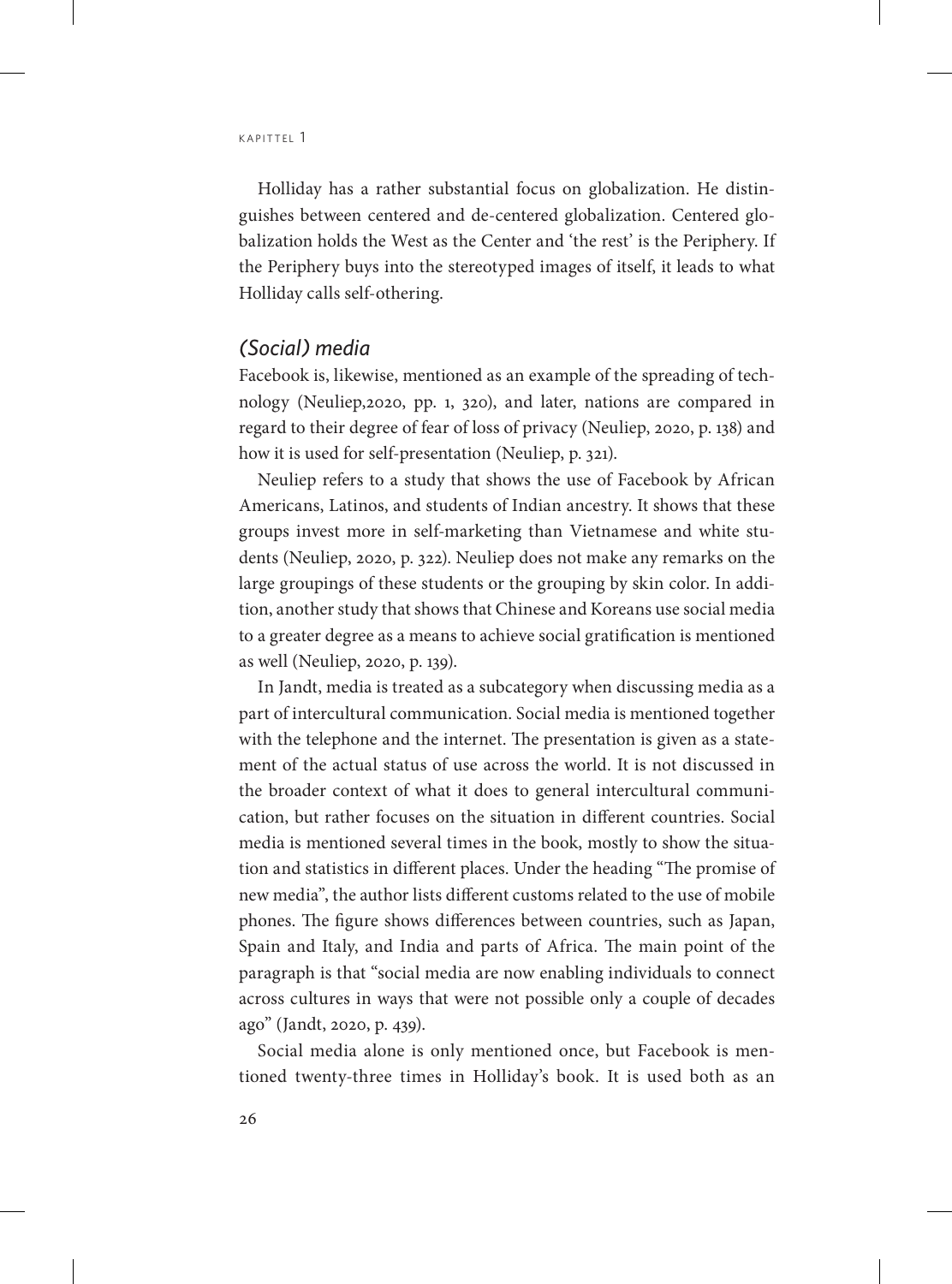Holliday has a rather substantial focus on globalization. He distinguishes between centered and de-centered globalization. Centered globalization holds the West as the Center and 'the rest' is the Periphery. If the Periphery buys into the stereotyped images of itself, it leads to what Holliday calls self-othering.

### *(Social) media*

Facebook is, likewise, mentioned as an example of the spreading of technology (Neuliep,2020, pp. 1, 320), and later, nations are compared in regard to their degree of fear of loss of privacy (Neuliep, 2020, p. 138) and how it is used for self-presentation (Neuliep, p. 321).

Neuliep refers to a study that shows the use of Facebook by African Americans, Latinos, and students of Indian ancestry. It shows that these groups invest more in self-marketing than Vietnamese and white students (Neuliep, 2020, p. 322). Neuliep does not make any remarks on the large groupings of these students or the grouping by skin color. In addition, another study that shows that Chinese and Koreans use social media to a greater degree as a means to achieve social gratification is mentioned as well (Neuliep, 2020, p. 139).

In Jandt, media is treated as a subcategory when discussing media as a part of intercultural communication. Social media is mentioned together with the telephone and the internet. The presentation is given as a statement of the actual status of use across the world. It is not discussed in the broader context of what it does to general intercultural communication, but rather focuses on the situation in different countries. Social media is mentioned several times in the book, mostly to show the situation and statistics in different places. Under the heading "The promise of new media", the author lists different customs related to the use of mobile phones. The figure shows differences between countries, such as Japan, Spain and Italy, and India and parts of Africa. The main point of the paragraph is that "social media are now enabling individuals to connect across cultures in ways that were not possible only a couple of decades ago" (Jandt, 2020, p. 439).

Social media alone is only mentioned once, but Facebook is mentioned twenty-three times in Holliday's book. It is used both as an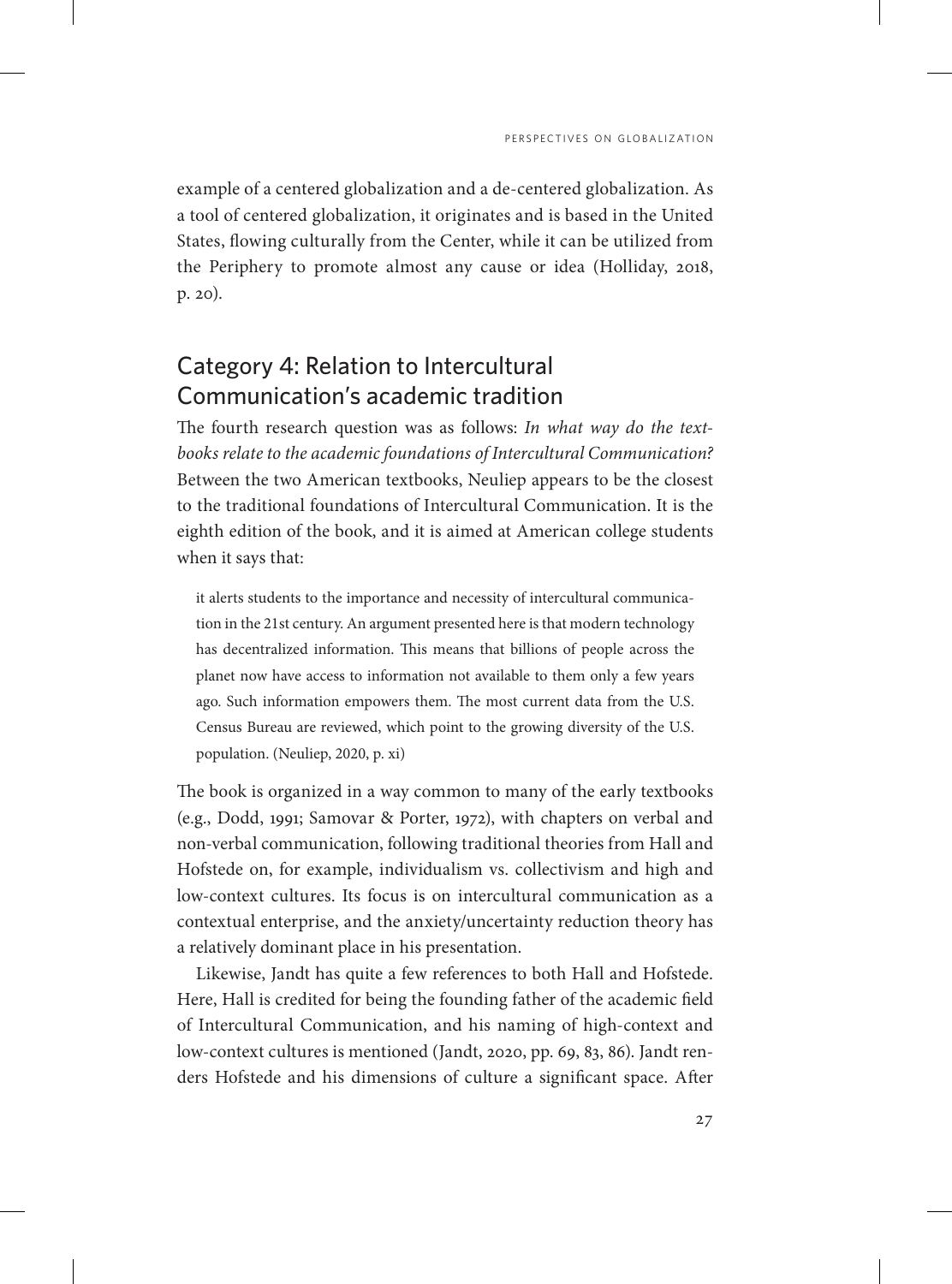example of a centered globalization and a de-centered globalization. As a tool of centered globalization, it originates and is based in the United States, flowing culturally from the Center, while it can be utilized from the Periphery to promote almost any cause or idea (Holliday, 2018, p. 20).

## Category 4: Relation to Intercultural Communication's academic tradition

The fourth research question was as follows: *In what way do the textbooks relate to the academic foundations of Intercultural Communication?* Between the two American textbooks, Neuliep appears to be the closest to the traditional foundations of Intercultural Communication. It is the eighth edition of the book, and it is aimed at American college students when it says that:

> it alerts students to the importance and necessity of intercultural communication in the 21st century. An argument presented here is that modern technology has decentralized information. This means that billions of people across the planet now have access to information not available to them only a few years ago. Such information empowers them. The most current data from the U.S. Census Bureau are reviewed, which point to the growing diversity of the U.S. population. (Neuliep, 2020, p. xi)

The book is organized in a way common to many of the early textbooks (e.g., Dodd, 1991; Samovar & Porter, 1972), with chapters on verbal and non-verbal communication, following traditional theories from Hall and Hofstede on, for example, individualism vs. collectivism and high and low-context cultures. Its focus is on intercultural communication as a contextual enterprise, and the anxiety/uncertainty reduction theory has a relatively dominant place in his presentation.

Likewise, Jandt has quite a few references to both Hall and Hofstede. Here, Hall is credited for being the founding father of the academic field of Intercultural Communication, and his naming of high-context and low-context cultures is mentioned (Jandt, 2020, pp. 69, 83, 86). Jandt renders Hofstede and his dimensions of culture a significant space. After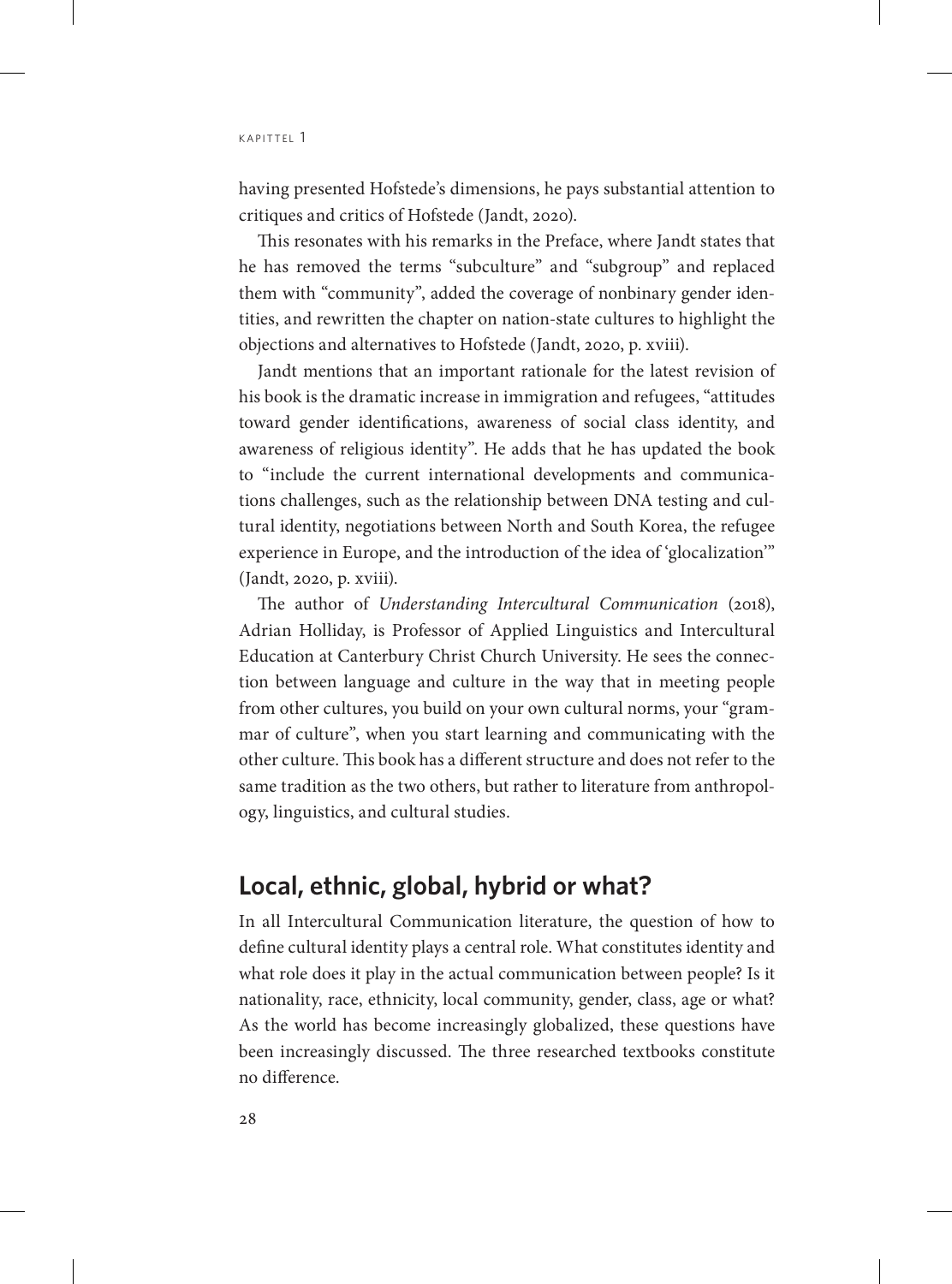having presented Hofstede's dimensions, he pays substantial attention to critiques and critics of Hofstede (Jandt, 2020).

This resonates with his remarks in the Preface, where Jandt states that he has removed the terms "subculture" and "subgroup" and replaced them with "community", added the coverage of nonbinary gender identities, and rewritten the chapter on nation-state cultures to highlight the objections and alternatives to Hofstede (Jandt, 2020, p. xviii).

Jandt mentions that an important rationale for the latest revision of his book is the dramatic increase in immigration and refugees, "attitudes toward gender identifications, awareness of social class identity, and awareness of religious identity". He adds that he has updated the book to "include the current international developments and communications challenges, such as the relationship between DNA testing and cultural identity, negotiations between North and South Korea, the refugee experience in Europe, and the introduction of the idea of 'glocalization'" (Jandt, 2020, p. xviii).

The author of *Understanding Intercultural Communication* (2018), Adrian Holliday, is Professor of Applied Linguistics and Intercultural Education at Canterbury Christ Church University. He sees the connection between language and culture in the way that in meeting people from other cultures, you build on your own cultural norms, your "grammar of culture", when you start learning and communicating with the other culture. This book has a different structure and does not refer to the same tradition as the two others, but rather to literature from anthropology, linguistics, and cultural studies.

## Local, ethnic, global, hybrid or what?

In all Intercultural Communication literature, the question of how to define cultural identity plays a central role. What constitutes identity and what role does it play in the actual communication between people? Is it nationality, race, ethnicity, local community, gender, class, age or what? As the world has become increasingly globalized, these questions have been increasingly discussed. The three researched textbooks constitute no difference.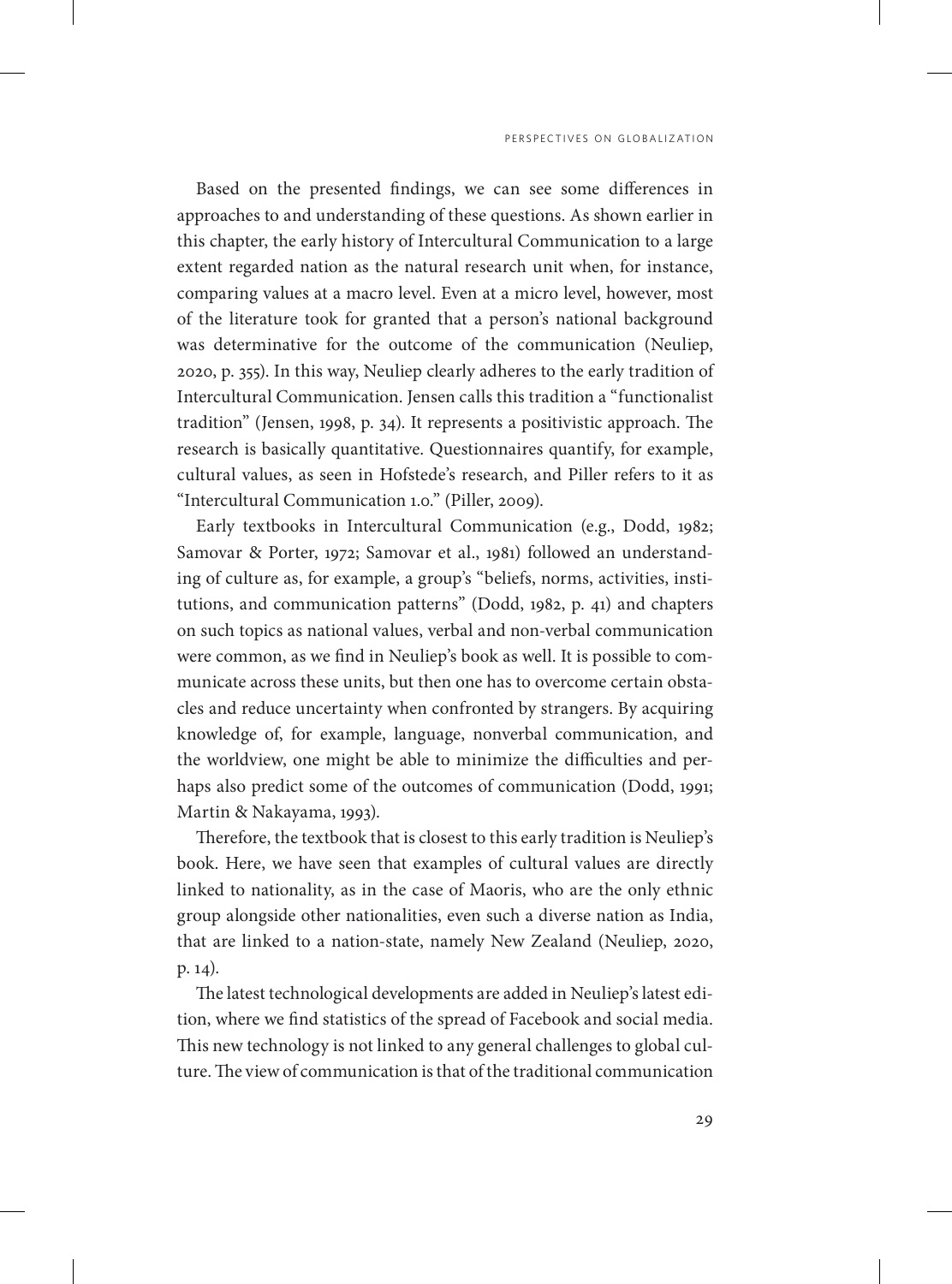Based on the presented findings, we can see some differences in approaches to and understanding of these questions. As shown earlier in this chapter, the early history of Intercultural Communication to a large extent regarded nation as the natural research unit when, for instance, comparing values at a macro level. Even at a micro level, however, most of the literature took for granted that a person's national background was determinative for the outcome of the communication (Neuliep, 2020, p. 355). In this way, Neuliep clearly adheres to the early tradition of Intercultural Communication. Jensen calls this tradition a "functionalist tradition" (Jensen, 1998, p. 34). It represents a positivistic approach. The research is basically quantitative. Questionnaires quantify, for example, cultural values, as seen in Hofstede's research, and Piller refers to it as "Intercultural Communication 1.0." (Piller, 2009).

Early textbooks in Intercultural Communication (e.g., Dodd, 1982; Samovar & Porter, 1972; Samovar et al., 1981) followed an understanding of culture as, for example, a group's "beliefs, norms, activities, institutions, and communication patterns" (Dodd, 1982, p. 41) and chapters on such topics as national values, verbal and non-verbal communication were common, as we find in Neuliep's book as well. It is possible to communicate across these units, but then one has to overcome certain obstacles and reduce uncertainty when confronted by strangers. By acquiring knowledge of, for example, language, nonverbal communication, and the worldview, one might be able to minimize the difficulties and perhaps also predict some of the outcomes of communication (Dodd, 1991; Martin & Nakayama, 1993).

Therefore, the textbook that is closest to this early tradition is Neuliep's book. Here, we have seen that examples of cultural values are directly linked to nationality, as in the case of Maoris, who are the only ethnic group alongside other nationalities, even such a diverse nation as India, that are linked to a nation-state, namely New Zealand (Neuliep, 2020, p. 14).

The latest technological developments are added in Neuliep's latest edition, where we find statistics of the spread of Facebook and social media. This new technology is not linked to any general challenges to global culture. The view of communication is that of the traditional communication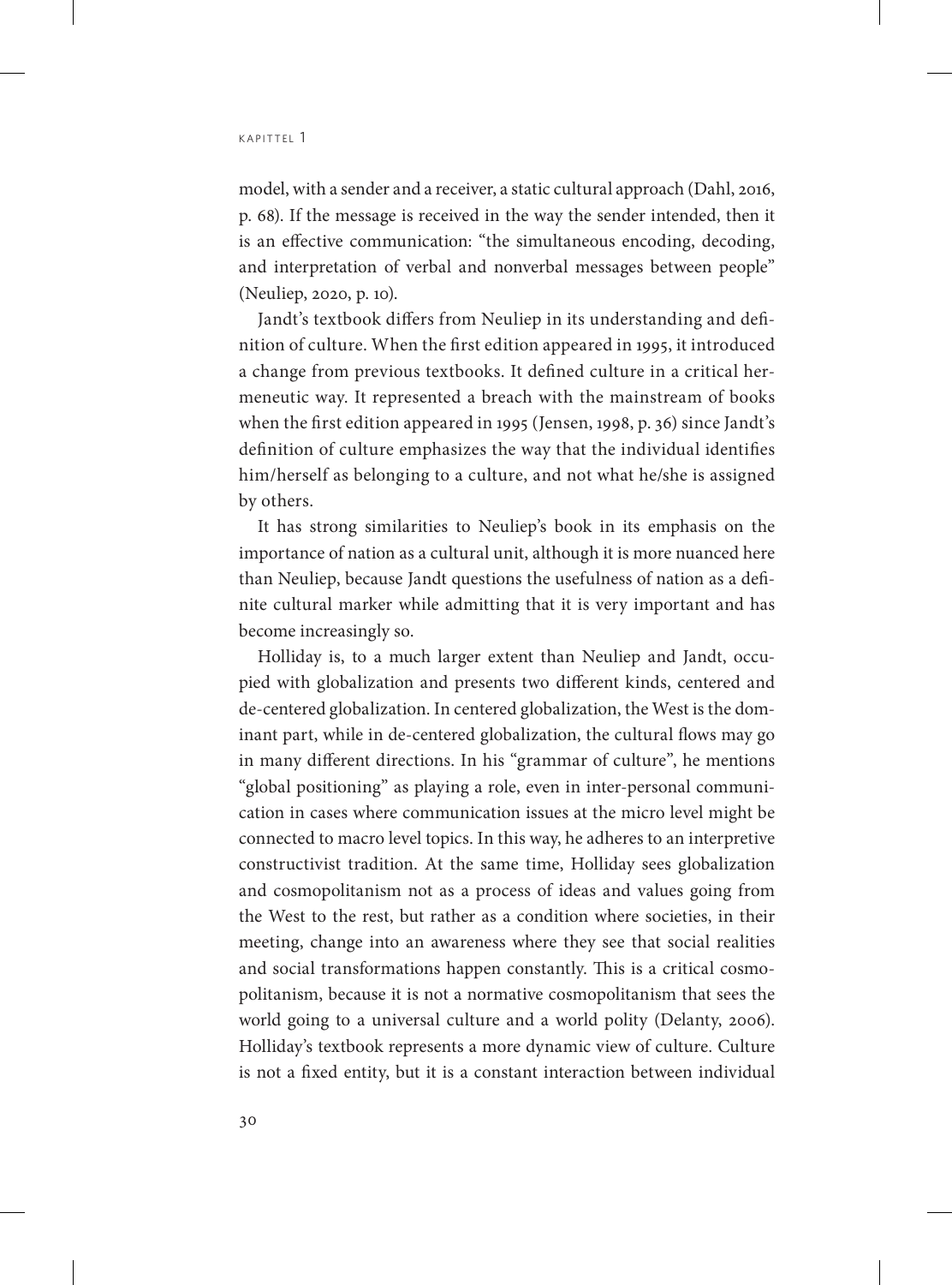model, with a sender and a receiver, a static cultural approach (Dahl, 2016, p. 68). If the message is received in the way the sender intended, then it is an effective communication: "the simultaneous encoding, decoding, and interpretation of verbal and nonverbal messages between people" (Neuliep, 2020, p. 10).

Jandt's textbook differs from Neuliep in its understanding and definition of culture. When the first edition appeared in 1995, it introduced a change from previous textbooks. It defined culture in a critical hermeneutic way. It represented a breach with the mainstream of books when the first edition appeared in 1995 (Jensen, 1998, p. 36) since Jandt's definition of culture emphasizes the way that the individual identifies him/herself as belonging to a culture, and not what he/she is assigned by others.

It has strong similarities to Neuliep's book in its emphasis on the importance of nation as a cultural unit, although it is more nuanced here than Neuliep, because Jandt questions the usefulness of nation as a definite cultural marker while admitting that it is very important and has become increasingly so.

Holliday is, to a much larger extent than Neuliep and Jandt, occupied with globalization and presents two different kinds, centered and de-centered globalization. In centered globalization, the West is the dominant part, while in de-centered globalization, the cultural flows may go in many different directions. In his "grammar of culture", he mentions "global positioning" as playing a role, even in inter-personal communication in cases where communication issues at the micro level might be connected to macro level topics. In this way, he adheres to an interpretive constructivist tradition. At the same time, Holliday sees globalization and cosmopolitanism not as a process of ideas and values going from the West to the rest, but rather as a condition where societies, in their meeting, change into an awareness where they see that social realities and social transformations happen constantly. This is a critical cosmopolitanism, because it is not a normative cosmopolitanism that sees the world going to a universal culture and a world polity (Delanty, 2006). Holliday's textbook represents a more dynamic view of culture. Culture is not a fixed entity, but it is a constant interaction between individual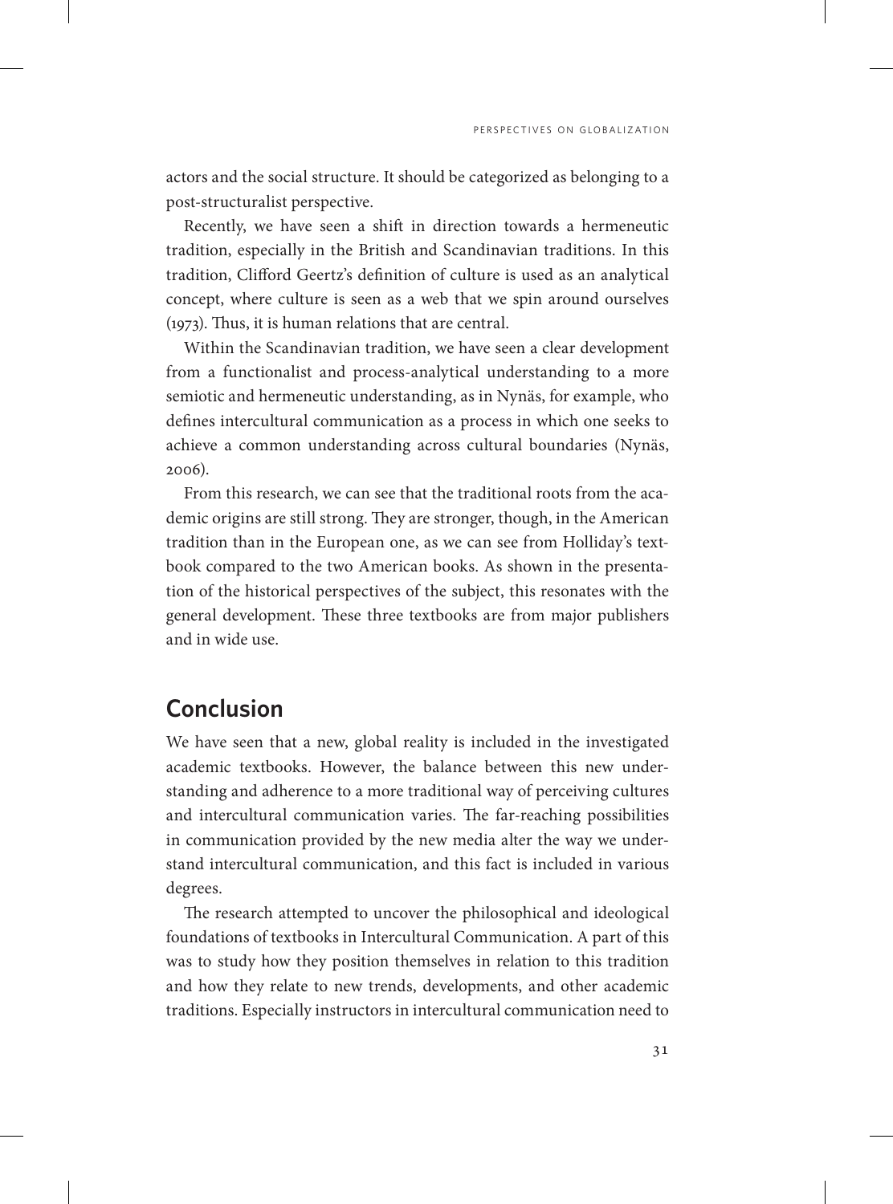actors and the social structure. It should be categorized as belonging to a post-structuralist perspective.

Recently, we have seen a shift in direction towards a hermeneutic tradition, especially in the British and Scandinavian traditions. In this tradition, Clifford Geertz's definition of culture is used as an analytical concept, where culture is seen as a web that we spin around ourselves (1973). Thus, it is human relations that are central.

Within the Scandinavian tradition, we have seen a clear development from a functionalist and process-analytical understanding to a more semiotic and hermeneutic understanding, as in Nynäs, for example, who defines intercultural communication as a process in which one seeks to achieve a common understanding across cultural boundaries (Nynäs, 2006).

From this research, we can see that the traditional roots from the academic origins are still strong. They are stronger, though, in the American tradition than in the European one, as we can see from Holliday's textbook compared to the two American books. As shown in the presentation of the historical perspectives of the subject, this resonates with the general development. These three textbooks are from major publishers and in wide use.

## Conclusion

We have seen that a new, global reality is included in the investigated academic textbooks. However, the balance between this new understanding and adherence to a more traditional way of perceiving cultures and intercultural communication varies. The far-reaching possibilities in communication provided by the new media alter the way we understand intercultural communication, and this fact is included in various degrees.

The research attempted to uncover the philosophical and ideological foundations of textbooks in Intercultural Communication. A part of this was to study how they position themselves in relation to this tradition and how they relate to new trends, developments, and other academic traditions. Especially instructors in intercultural communication need to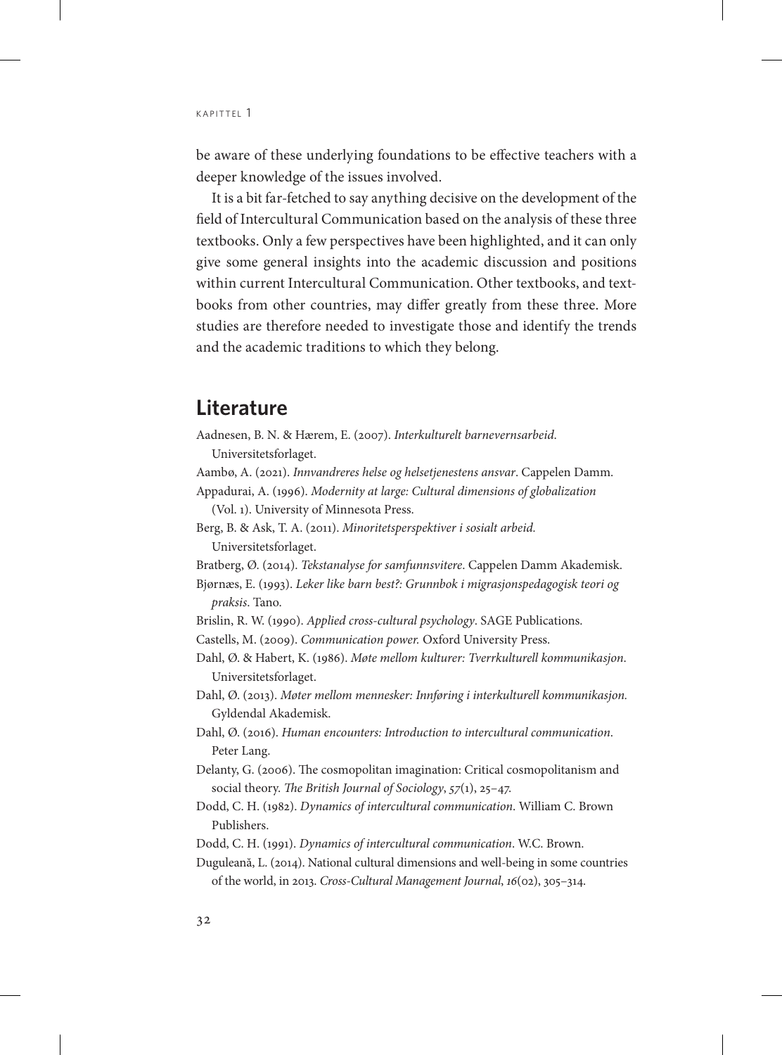be aware of these underlying foundations to be effective teachers with a deeper knowledge of the issues involved.

It is a bit far-fetched to say anything decisive on the development of the field of Intercultural Communication based on the analysis of these three textbooks. Only a few perspectives have been highlighted, and it can only give some general insights into the academic discussion and positions within current Intercultural Communication. Other textbooks, and textbooks from other countries, may differ greatly from these three. More studies are therefore needed to investigate those and identify the trends and the academic traditions to which they belong.

## Literature

Aadnesen, B. N. & Hærem, E. (2007). *Interkulturelt barnevernsarbeid*. Universitetsforlaget.

Aambø, A. (2021). *Innvandreres helse og helsetjenestens ansvar*. Cappelen Damm.

Appadurai, A. (1996). *Modernity at large: Cultural dimensions of globalization* (Vol. 1). University of Minnesota Press.

Berg, B. & Ask, T. A. (2011). *Minoritetsperspektiver i sosialt arbeid.* Universitetsforlaget.

Bratberg, Ø. (2014). *Tekstanalyse for samfunnsvitere*. Cappelen Damm Akademisk.

Bjørnæs, E. (1993). *Leker like barn best?: Grunnbok i migrasjonspedagogisk teori og praksis*. Tano.

Brislin, R. W. (1990). *Applied cross-cultural psychology*. SAGE Publications.

Castells, M. (2009). *Communication power.* Oxford University Press.

Dahl, Ø. & Habert, K. (1986). *Møte mellom kulturer: Tverrkulturell kommunikasjon*. Universitetsforlaget.

Dahl, Ø. (2013). *Møter mellom mennesker: Innføring i interkulturell kommunikasjon.* Gyldendal Akademisk.

Dahl, Ø. (2016). *Human encounters: Introduction to intercultural communication*. Peter Lang.

Delanty, G. (2006). The cosmopolitan imagination: Critical cosmopolitanism and social theory. *The British Journal of Sociology*, *57*(1), 25–47.

Dodd, C. H. (1982). *Dynamics of intercultural communication*. William C. Brown Publishers.

Dodd, C. H. (1991). *Dynamics of intercultural communication*. W.C. Brown.

Duguleană, L. (2014). National cultural dimensions and well-being in some countries of the world, in 2013. *Cross-Cultural Management Journal*, *16*(02), 305–314.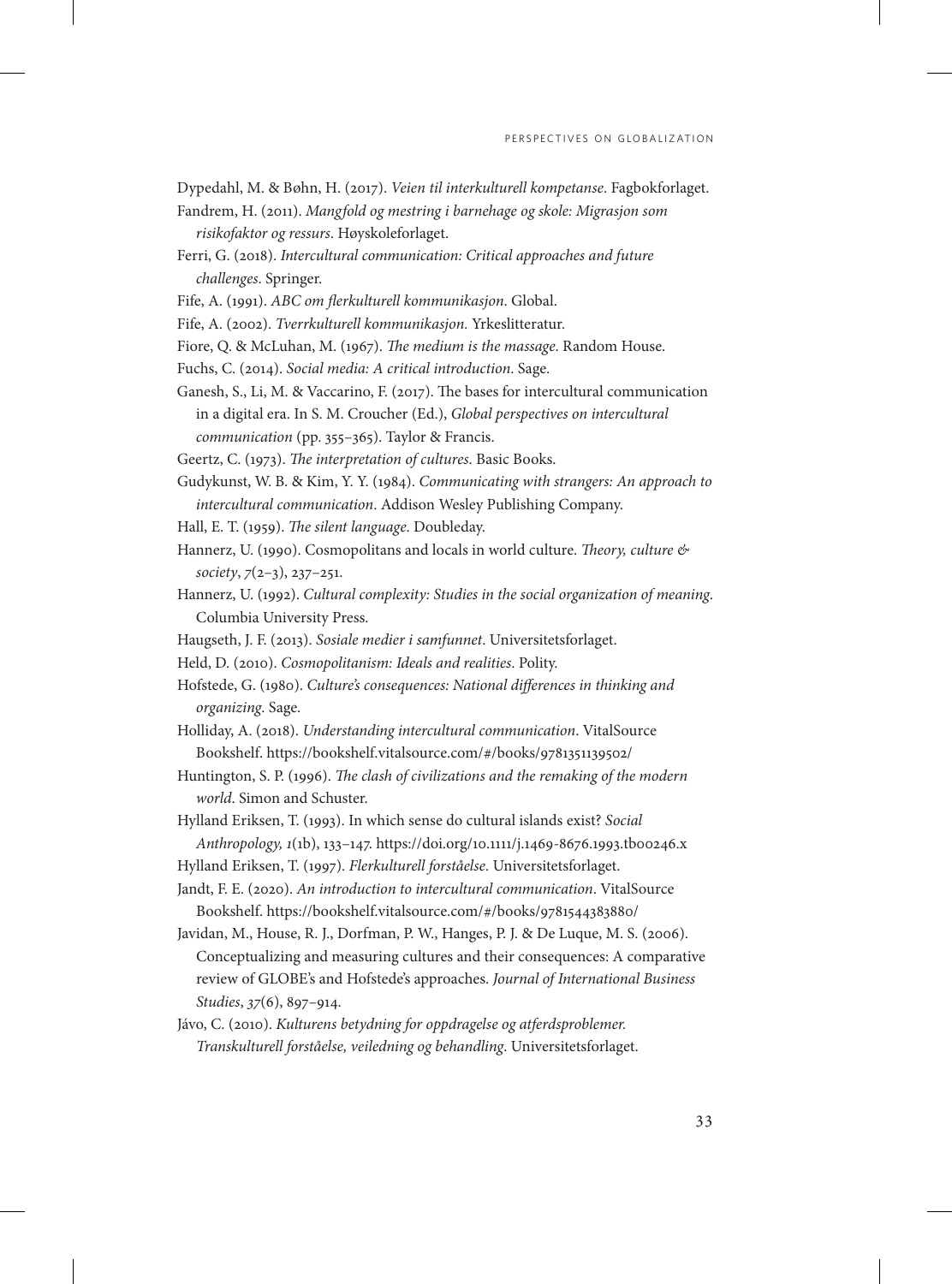Dypedahl, M. & Bøhn, H. (2017). *Veien til interkulturell kompetanse*. Fagbokforlaget.

Fandrem, H. (2011). *Mangfold og mestring i barnehage og skole: Migrasjon som risikofaktor og ressurs*. Høyskoleforlaget.

Ferri, G. (2018). *Intercultural communication: Critical approaches and future challenges*. Springer.

Fife, A. (1991). *ABC om flerkulturell kommunikasjon*. Global.

Fife, A. (2002). *Tverrkulturell kommunikasjon.* Yrkeslitteratur.

Fiore, Q. & McLuhan, M. (1967). *The medium is the massage*. Random House.

Fuchs, C. (2014). *Social media: A critical introduction*. Sage.

Ganesh, S., Li, M. & Vaccarino, F. (2017). The bases for intercultural communication in a digital era. In S. M. Croucher (Ed.), *Global perspectives on intercultural communication* (pp. 355–365). Taylor & Francis.

Geertz, C. (1973). *The interpretation of cultures*. Basic Books.

Gudykunst, W. B. & Kim, Y. Y. (1984). *Communicating with strangers: An approach to intercultural communication*. Addison Wesley Publishing Company.

Hall, E. T. (1959). *The silent language*. Doubleday.

Hannerz, U. (1990). Cosmopolitans and locals in world culture. *Theory, culture & society*, *7*(2–3), 237–251.

Hannerz, U. (1992). *Cultural complexity: Studies in the social organization of meaning*. Columbia University Press.

Haugseth, J. F. (2013). *Sosiale medier i samfunnet*. Universitetsforlaget.

Held, D. (2010). *Cosmopolitanism: Ideals and realities*. Polity.

Hofstede, G. (1980). *Culture's consequences: National differences in thinking and organizing*. Sage.

Holliday, A. (2018). *Understanding intercultural communication*. VitalSource Bookshelf. https://bookshelf.vitalsource.com/#/books/9781351139502/

Huntington, S. P. (1996). *The clash of civilizations and the remaking of the modern world*. Simon and Schuster.

Hylland Eriksen, T. (1993). In which sense do cultural islands exist? *Social Anthropology, 1*(1b), 133–147. https://doi.org/10.1111/j.1469-8676.1993.tb00246.x

Hylland Eriksen, T. (1997). *Flerkulturell forståelse*. Universitetsforlaget.

Jandt, F. E. (2020). *An introduction to intercultural communication*. VitalSource Bookshelf. https://bookshelf.vitalsource.com/#/books/9781544383880/

Javidan, M., House, R. J., Dorfman, P. W., Hanges, P. J. & De Luque, M. S. (2006). Conceptualizing and measuring cultures and their consequences: A comparative review of GLOBE's and Hofstede's approaches. *Journal of International Business Studies*, *37*(6), 897–914.

Jávo, C. (2010). *Kulturens betydning for oppdragelse og atferdsproblemer. Transkulturell forståelse, veiledning og behandling*. Universitetsforlaget.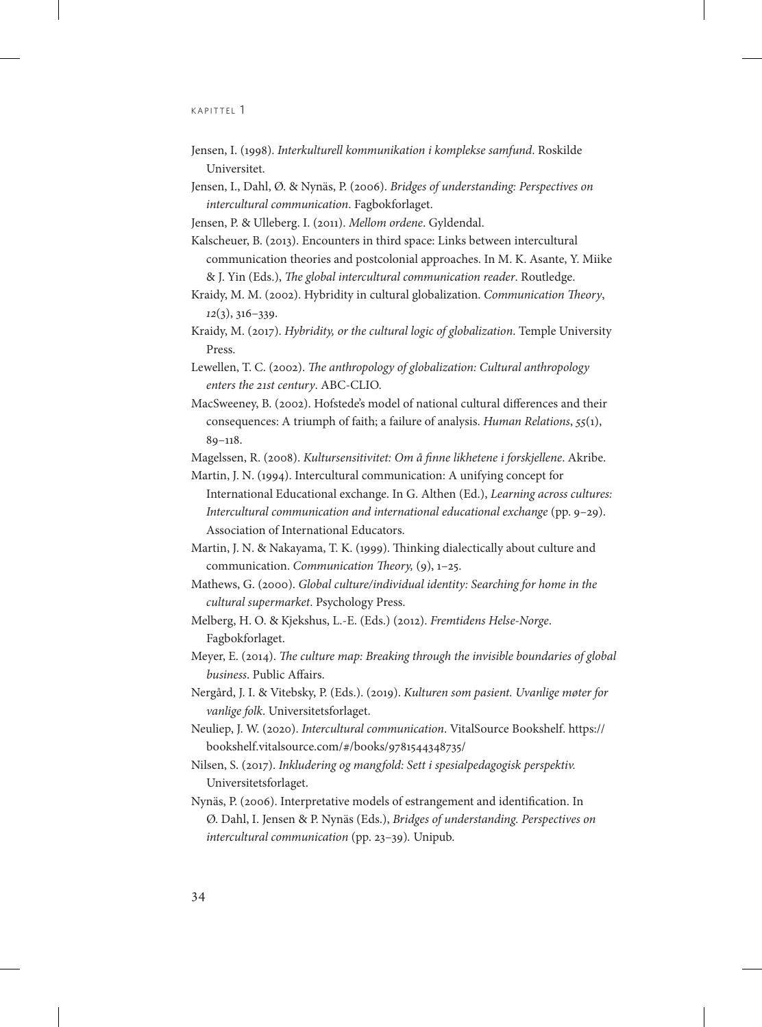Jensen, I. (1998). *Interkulturell kommunikation i komplekse samfund*. Roskilde Universitet.

Jensen, I., Dahl, Ø. & Nynäs, P. (2006). *Bridges of understanding: Perspectives on intercultural communication*. Fagbokforlaget.

Jensen, P. & Ulleberg. I. (2011). *Mellom ordene*. Gyldendal.

Kalscheuer, B. (2013). Encounters in third space: Links between intercultural communication theories and postcolonial approaches. In M. K. Asante, Y. Miike & J. Yin (Eds.), *The global intercultural communication reader*. Routledge.

Kraidy, M. M. (2002). Hybridity in cultural globalization. *Communication Theory*, *12*(3), 316–339.

Kraidy, M. (2017). *Hybridity, or the cultural logic of globalization*. Temple University Press.

Lewellen, T. C. (2002). *The anthropology of globalization: Cultural anthropology enters the 21st century*. ABC-CLIO.

MacSweeney, B. (2002). Hofstede's model of national cultural differences and their consequences: A triumph of faith; a failure of analysis. *Human Relations*, *55*(1), 89–118.

Magelssen, R. (2008). *Kultursensitivitet: Om å finne likhetene i forskjellene*. Akribe.

Martin, J. N. (1994). Intercultural communication: A unifying concept for International Educational exchange. In G. Althen (Ed.), *Learning across cultures: Intercultural communication and international educational exchange* (pp. 9–29). Association of International Educators.

Martin, J. N. & Nakayama, T. K. (1999). Thinking dialectically about culture and communication. *Communication Theory,* (9), 1–25.

Mathews, G. (2000). *Global culture/individual identity: Searching for home in the cultural supermarket*. Psychology Press.

Melberg, H. O. & Kjekshus, L.-E. (Eds.) (2012). *Fremtidens Helse-Norge*. Fagbokforlaget.

Meyer, E. (2014). *The culture map: Breaking through the invisible boundaries of global business*. Public Affairs.

Nergård, J. I. & Vitebsky, P. (Eds.). (2019). *Kulturen som pasient. Uvanlige møter for vanlige folk*. Universitetsforlaget.

Neuliep, J. W. (2020). *Intercultural communication*. VitalSource Bookshelf. https://bookshelf.vitalsource.com/#/books/9781544348735/

Nilsen, S. (2017). *Inkludering og mangfold: Sett i spesialpedagogisk perspektiv.* Universitetsforlaget.

Nynäs, P. (2006). Interpretative models of estrangement and identification. In Ø. Dahl, I. Jensen & P. Nynäs (Eds.), *Bridges of understanding. Perspectives on intercultural communication* (pp. 23–39). Unipub.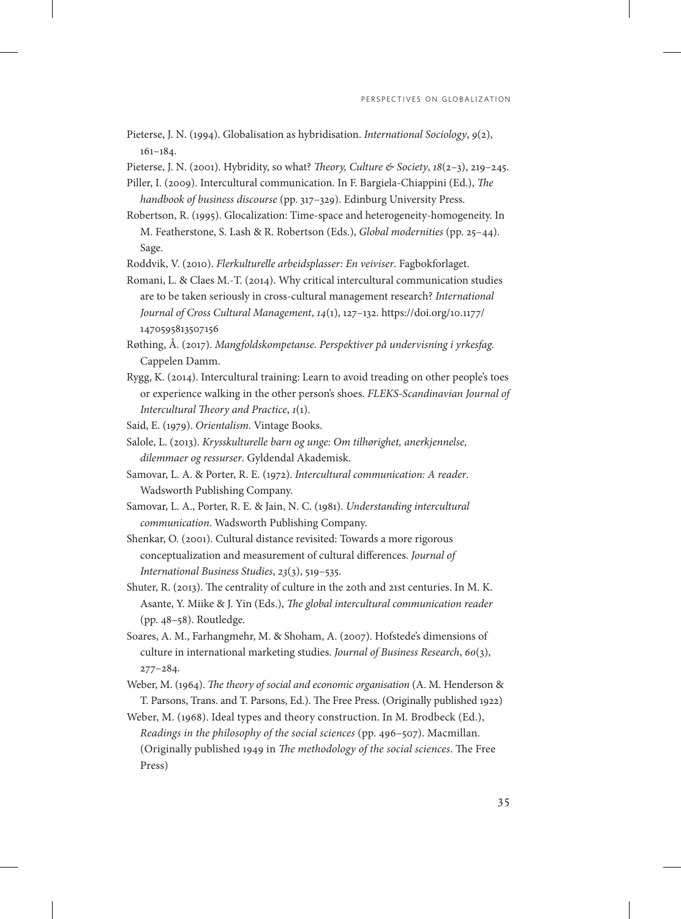Pieterse, J. N. (1994). Globalisation as hybridisation. *International Sociology*, *9*(2), 161–184.

Pieterse, J. N. (2001). Hybridity, so what? *Theory, Culture & Society*, *18*(2–3), 219–245.

Piller, I. (2009). Intercultural communication. In F. Bargiela-Chiappini (Ed.), *The handbook of business discourse* (pp. 317–329). Edinburg University Press.

Robertson, R. (1995). Glocalization: Time-space and heterogeneity-homogeneity. In M. Featherstone, S. Lash & R. Robertson (Eds.), *Global modernities* (pp. 25–44). Sage.

Roddvik, V. (2010). *Flerkulturelle arbeidsplasser: En veiviser*. Fagbokforlaget.

Romani, L. & Claes M.-T. (2014). Why critical intercultural communication studies are to be taken seriously in cross-cultural management research? *International Journal of Cross Cultural Management*, *14*(1), 127–132. https://doi.org/10.1177/1470595813507156

Røthing, Å. (2017). *Mangfoldskompetanse. Perspektiver på undervisning i yrkesfag.* Cappelen Damm.

Rygg, K. (2014). Intercultural training: Learn to avoid treading on other people's toes or experience walking in the other person's shoes. *FLEKS-Scandinavian Journal of Intercultural Theory and Practice*, *1*(1).

Said, E. (1979). *Orientalism*. Vintage Books.

Salole, L. (2013). *Krysskulturelle barn og unge: Om tilhørighet, anerkjennelse, dilemmaer og ressurser*. Gyldendal Akademisk.

Samovar, L. A. & Porter, R. E. (1972). *Intercultural communication: A reader*. Wadsworth Publishing Company.

Samovar, L. A., Porter, R. E. & Jain, N. C. (1981). *Understanding intercultural communication*. Wadsworth Publishing Company.

Shenkar, O. (2001). Cultural distance revisited: Towards a more rigorous conceptualization and measurement of cultural differences. *Journal of International Business Studies*, *23*(3), 519–535.

Shuter, R. (2013). The centrality of culture in the 20th and 21st centuries. In M. K. Asante, Y. Miike & J. Yin (Eds.), *The global intercultural communication reader* (pp. 48–58). Routledge.

Soares, A. M., Farhangmehr, M. & Shoham, A. (2007). Hofstede's dimensions of culture in international marketing studies. *Journal of Business Research*, *60*(3), 277–284.

Weber, M. (1964). *The theory of social and economic organisation* (A. M. Henderson & T. Parsons, Trans. and T. Parsons, Ed.). The Free Press. (Originally published 1922)

Weber, M. (1968). Ideal types and theory construction. In M. Brodbeck (Ed.), *Readings in the philosophy of the social sciences* (pp. 496–507). Macmillan. (Originally published 1949 in *The methodology of the social sciences*. The Free Press)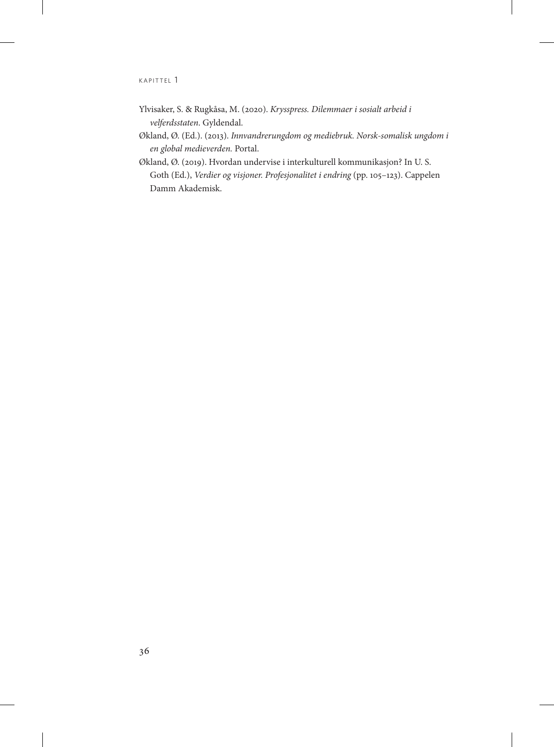Ylvisaker, S. & Rugkåsa, M. (2020). *Krysspress. Dilemmaer i sosialt arbeid i velferdsstaten*. Gyldendal.

Økland, Ø. (Ed.). (2013). *Innvandrerungdom og mediebruk. Norsk-somalisk ungdom i en global medieverden.* Portal.

Økland, Ø. (2019). Hvordan undervise i interkulturell kommunikasjon? In U. S. Goth (Ed.), *Verdier og visjoner. Profesjonalitet i endring* (pp. 105–123). Cappelen Damm Akademisk.